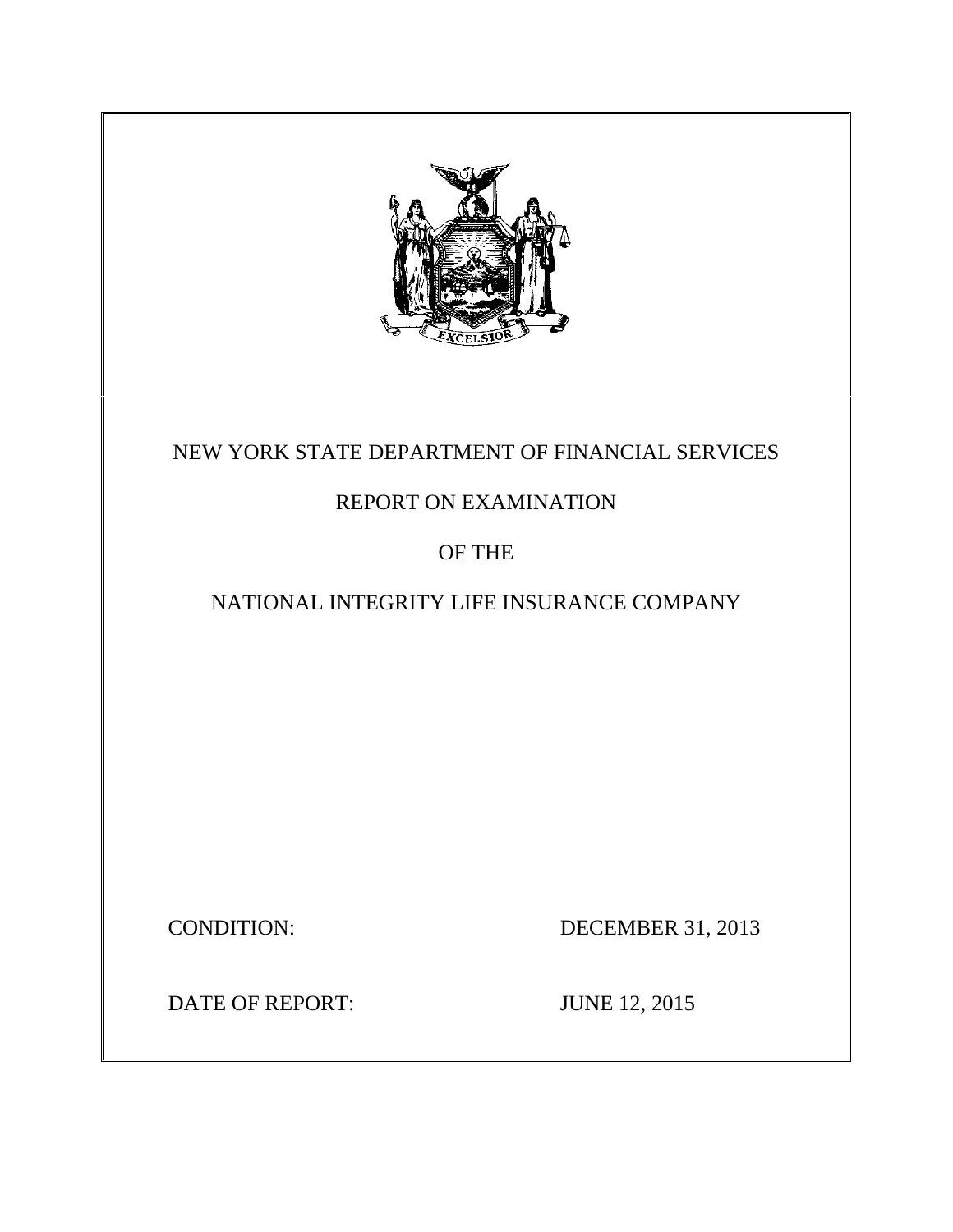# NEW YORK STATE DEPARTMENT OF FINANCIAL SERVICES

## REPORT ON EXAMINATION

## OF THE

## NATIONAL INTEGRITY LIFE INSURANCE COMPANY

CONDITION: DECEMBER 31, 2013

DATE OF REPORT: JUNE 12, 2015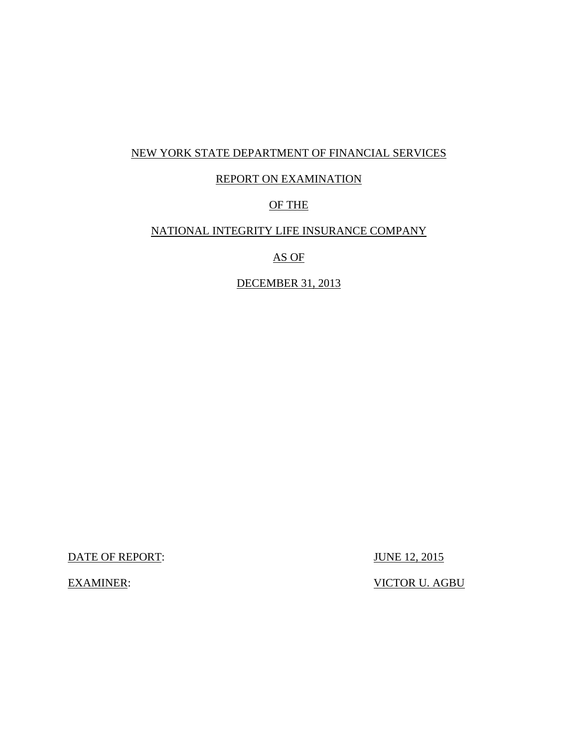NEW YORK STATE DEPARTMENT OF FINANCIAL SERVICES

REPORT ON EXAMINATION

OF THE

NATIONAL INTEGRITY LIFE INSURANCE COMPANY

AS OF

DECEMBER 31, 2013

DATE OF REPORT: JUNE 12, 2015

EXAMINER: VICTOR U. AGBU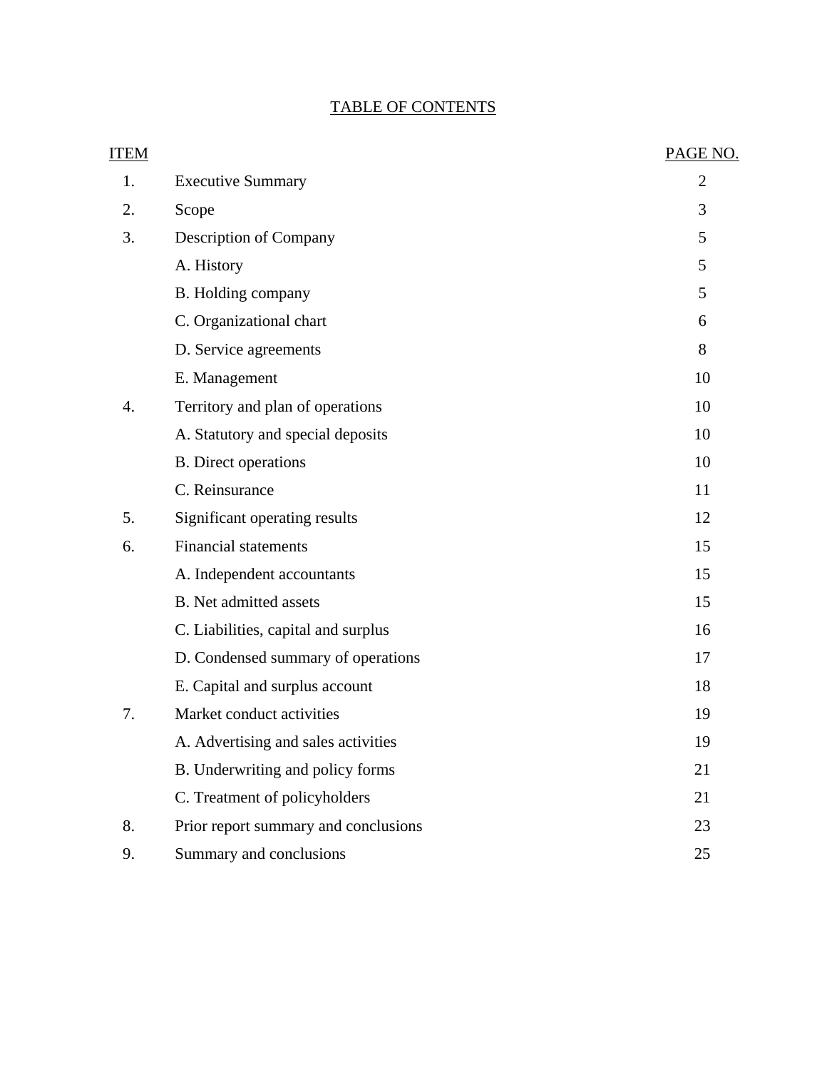# TABLE OF CONTENTS

| ITEM | | PAGE NO. |
|---|---|---|
| 1. | Executive Summary | 2 |
| 2. | Scope | 3 |
| 3. | Description of Company | 5 |
| | A. History | 5 |
| | B. Holding company | 5 |
| | C. Organizational chart | 6 |
| | D. Service agreements | 8 |
| | E. Management | 10 |
| 4. | Territory and plan of operations | 10 |
| | A. Statutory and special deposits | 10 |
| | B. Direct operations | 10 |
| | C. Reinsurance | 11 |
| 5. | Significant operating results | 12 |
| 6. | Financial statements | 15 |
| | A. Independent accountants | 15 |
| | B. Net admitted assets | 15 |
| | C. Liabilities, capital and surplus | 16 |
| | D. Condensed summary of operations | 17 |
| | E. Capital and surplus account | 18 |
| 7. | Market conduct activities | 19 |
| | A. Advertising and sales activities | 19 |
| | B. Underwriting and policy forms | 21 |
| | C. Treatment of policyholders | 21 |
| 8. | Prior report summary and conclusions | 23 |
| 9. | Summary and conclusions | 25 |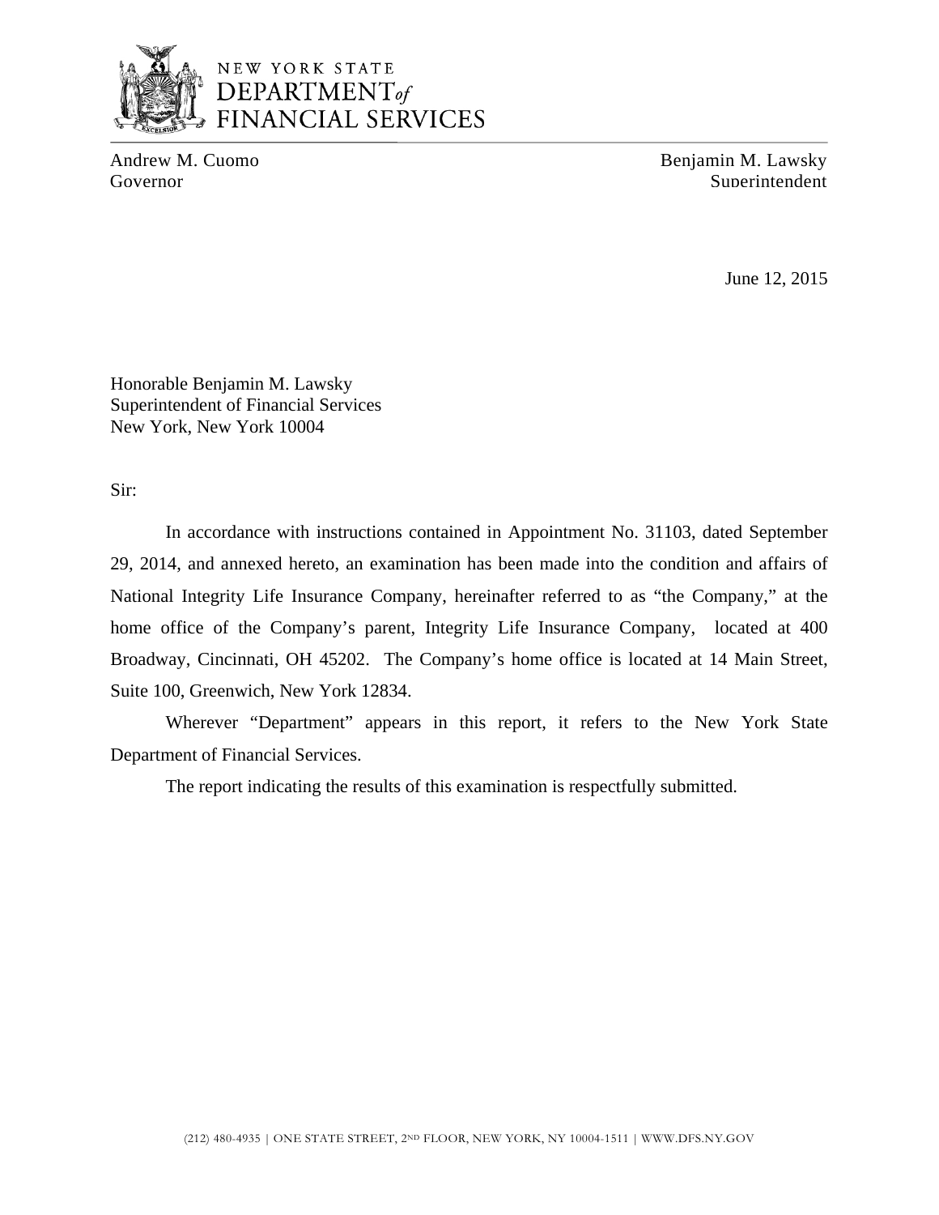NEW YORK STATE
DEPARTMENT *of*
FINANCIAL SERVICES

Andrew M. Cuomo
Governor

Benjamin M. Lawsky
Superintendent

June 12, 2015

Honorable Benjamin M. Lawsky
Superintendent of Financial Services
New York, New York 10004

Sir:

In accordance with instructions contained in Appointment No. 31103, dated September 29, 2014, and annexed hereto, an examination has been made into the condition and affairs of National Integrity Life Insurance Company, hereinafter referred to as "the Company," at the home office of the Company's parent, Integrity Life Insurance Company, located at 400 Broadway, Cincinnati, OH 45202. The Company's home office is located at 14 Main Street, Suite 100, Greenwich, New York 12834.

Wherever "Department" appears in this report, it refers to the New York State Department of Financial Services.

The report indicating the results of this examination is respectfully submitted.

(212) 480-4935 | ONE STATE STREET, 2ND FLOOR, NEW YORK, NY 10004-1511 | WWW.DFS.NY.GOV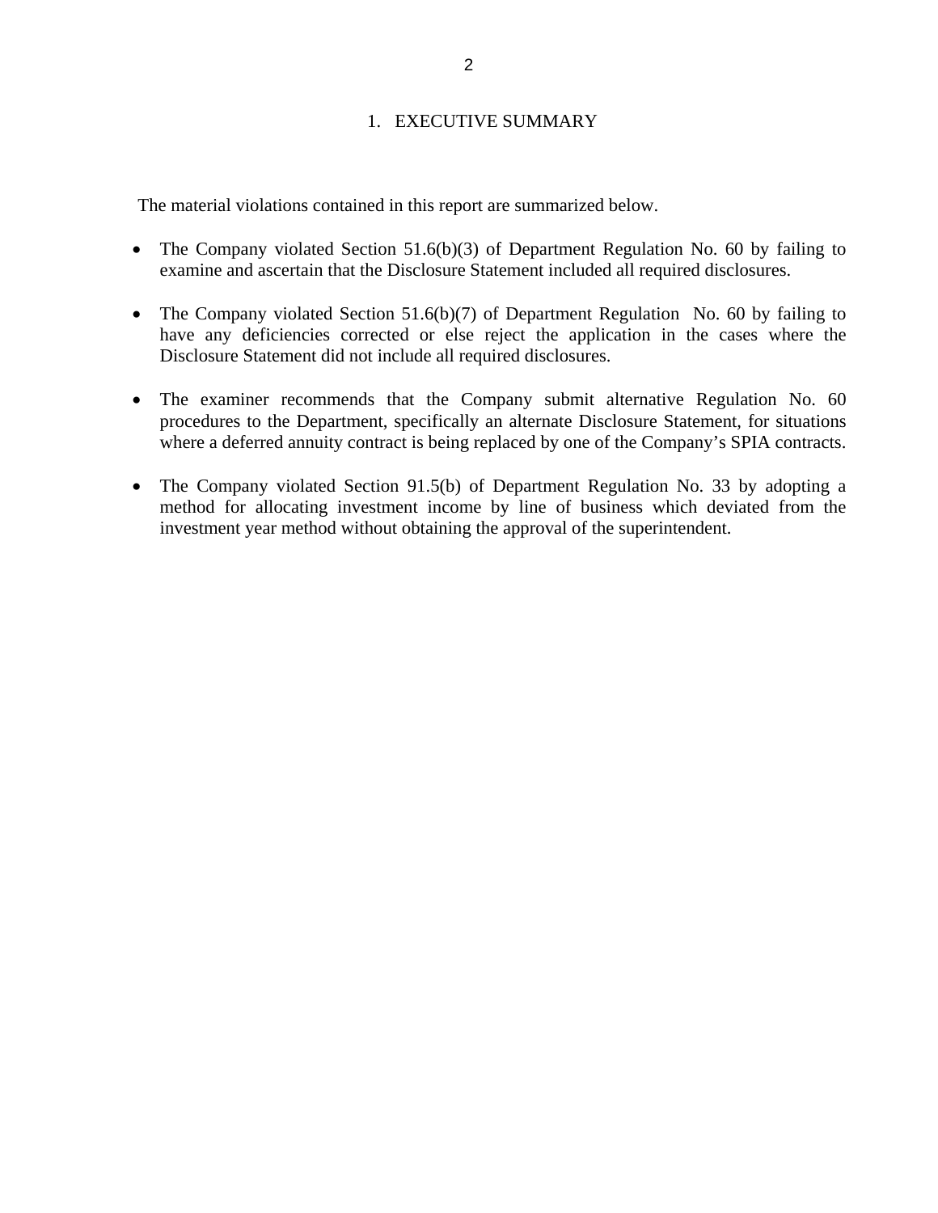# 1. EXECUTIVE SUMMARY

The material violations contained in this report are summarized below.

- The Company violated Section 51.6(b)(3) of Department Regulation No. 60 by failing to examine and ascertain that the Disclosure Statement included all required disclosures.

- The Company violated Section 51.6(b)(7) of Department Regulation No. 60 by failing to have any deficiencies corrected or else reject the application in the cases where the Disclosure Statement did not include all required disclosures.

- The examiner recommends that the Company submit alternative Regulation No. 60 procedures to the Department, specifically an alternate Disclosure Statement, for situations where a deferred annuity contract is being replaced by one of the Company's SPIA contracts.

- The Company violated Section 91.5(b) of Department Regulation No. 33 by adopting a method for allocating investment income by line of business which deviated from the investment year method without obtaining the approval of the superintendent.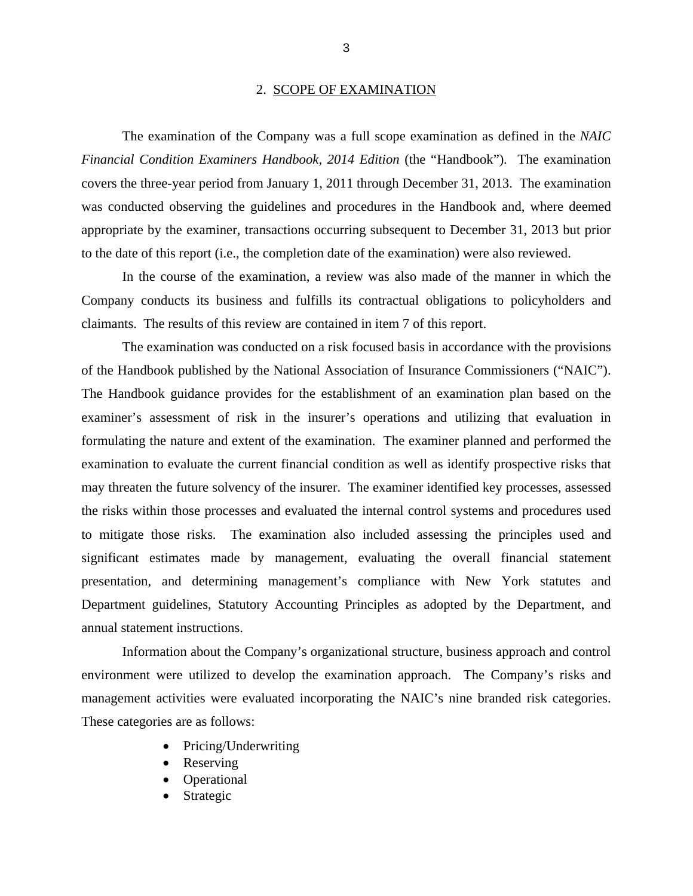## 2. SCOPE OF EXAMINATION

The examination of the Company was a full scope examination as defined in the *NAIC Financial Condition Examiners Handbook, 2014 Edition* (the "Handbook"). The examination covers the three-year period from January 1, 2011 through December 31, 2013. The examination was conducted observing the guidelines and procedures in the Handbook and, where deemed appropriate by the examiner, transactions occurring subsequent to December 31, 2013 but prior to the date of this report (i.e., the completion date of the examination) were also reviewed.

In the course of the examination, a review was also made of the manner in which the Company conducts its business and fulfills its contractual obligations to policyholders and claimants. The results of this review are contained in item 7 of this report.

The examination was conducted on a risk focused basis in accordance with the provisions of the Handbook published by the National Association of Insurance Commissioners ("NAIC"). The Handbook guidance provides for the establishment of an examination plan based on the examiner's assessment of risk in the insurer's operations and utilizing that evaluation in formulating the nature and extent of the examination. The examiner planned and performed the examination to evaluate the current financial condition as well as identify prospective risks that may threaten the future solvency of the insurer. The examiner identified key processes, assessed the risks within those processes and evaluated the internal control systems and procedures used to mitigate those risks. The examination also included assessing the principles used and significant estimates made by management, evaluating the overall financial statement presentation, and determining management's compliance with New York statutes and Department guidelines, Statutory Accounting Principles as adopted by the Department, and annual statement instructions.

Information about the Company's organizational structure, business approach and control environment were utilized to develop the examination approach. The Company's risks and management activities were evaluated incorporating the NAIC's nine branded risk categories. These categories are as follows:

- Pricing/Underwriting
- Reserving
- Operational
- Strategic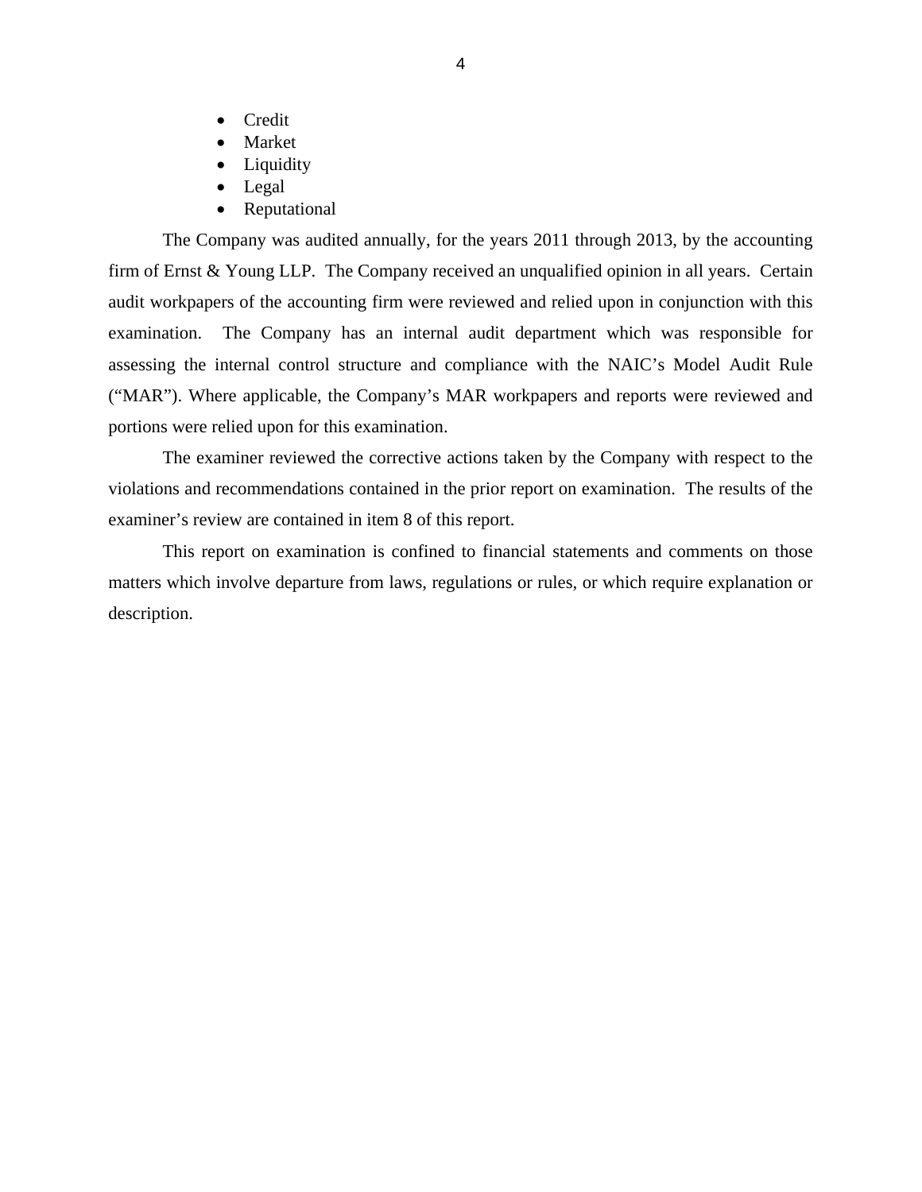- Credit
- Market
- Liquidity
- Legal
- Reputational

The Company was audited annually, for the years 2011 through 2013, by the accounting firm of Ernst & Young LLP. The Company received an unqualified opinion in all years. Certain audit workpapers of the accounting firm were reviewed and relied upon in conjunction with this examination. The Company has an internal audit department which was responsible for assessing the internal control structure and compliance with the NAIC's Model Audit Rule ("MAR"). Where applicable, the Company's MAR workpapers and reports were reviewed and portions were relied upon for this examination.

The examiner reviewed the corrective actions taken by the Company with respect to the violations and recommendations contained in the prior report on examination. The results of the examiner's review are contained in item 8 of this report.

This report on examination is confined to financial statements and comments on those matters which involve departure from laws, regulations or rules, or which require explanation or description.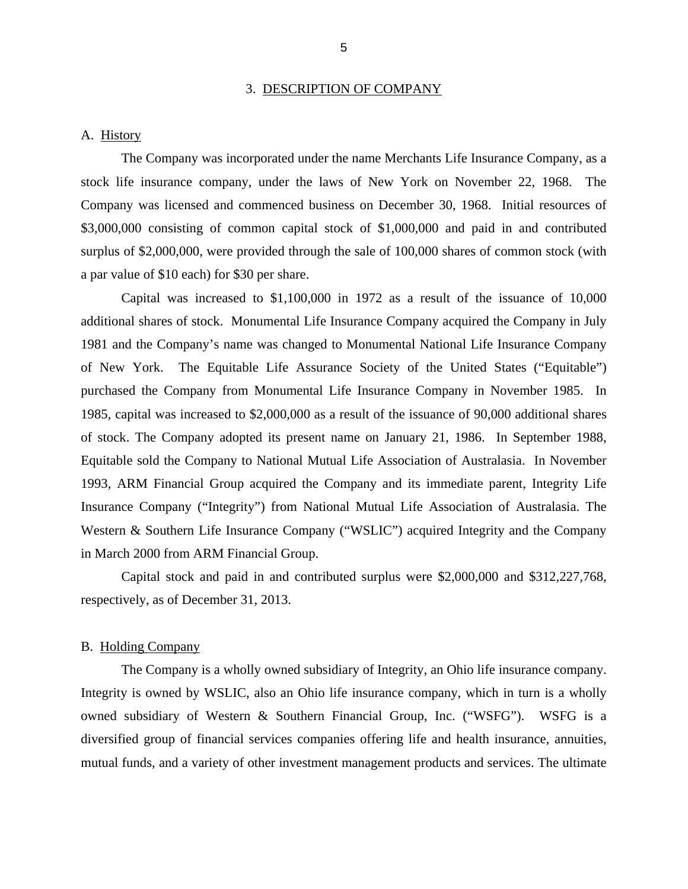## 3. DESCRIPTION OF COMPANY

### A. History

The Company was incorporated under the name Merchants Life Insurance Company, as a stock life insurance company, under the laws of New York on November 22, 1968. The Company was licensed and commenced business on December 30, 1968. Initial resources of \$3,000,000 consisting of common capital stock of \$1,000,000 and paid in and contributed surplus of \$2,000,000, were provided through the sale of 100,000 shares of common stock (with a par value of \$10 each) for \$30 per share.

Capital was increased to \$1,100,000 in 1972 as a result of the issuance of 10,000 additional shares of stock. Monumental Life Insurance Company acquired the Company in July 1981 and the Company's name was changed to Monumental National Life Insurance Company of New York. The Equitable Life Assurance Society of the United States ("Equitable") purchased the Company from Monumental Life Insurance Company in November 1985. In 1985, capital was increased to \$2,000,000 as a result of the issuance of 90,000 additional shares of stock. The Company adopted its present name on January 21, 1986. In September 1988, Equitable sold the Company to National Mutual Life Association of Australasia. In November 1993, ARM Financial Group acquired the Company and its immediate parent, Integrity Life Insurance Company ("Integrity") from National Mutual Life Association of Australasia. The Western & Southern Life Insurance Company ("WSLIC") acquired Integrity and the Company in March 2000 from ARM Financial Group.

Capital stock and paid in and contributed surplus were \$2,000,000 and \$312,227,768, respectively, as of December 31, 2013.

### B. Holding Company

The Company is a wholly owned subsidiary of Integrity, an Ohio life insurance company. Integrity is owned by WSLIC, also an Ohio life insurance company, which in turn is a wholly owned subsidiary of Western & Southern Financial Group, Inc. ("WSFG"). WSFG is a diversified group of financial services companies offering life and health insurance, annuities, mutual funds, and a variety of other investment management products and services. The ultimate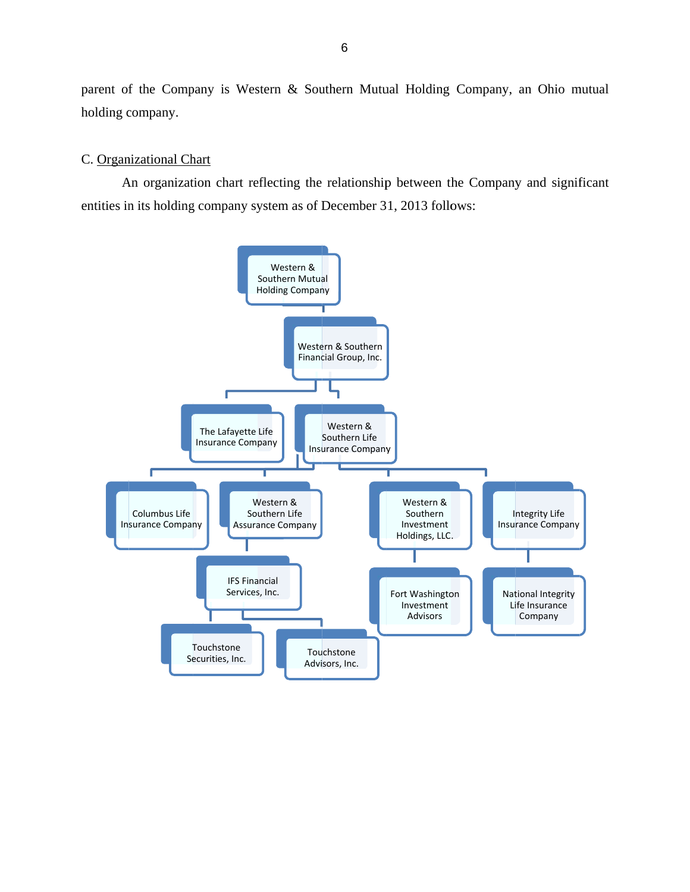parent of the Company is Western & Southern Mutual Holding Company, an Ohio mutual holding company.

C. Organizational Chart

An organization chart reflecting the relationship between the Company and significant entities in its holding company system as of December 31, 2013 follows:

- Western & Southern Mutual Holding Company
  - Western & Southern Financial Group, Inc.
    - The Lafayette Life Insurance Company
    - Western & Southern Life Insurance Company
      - Columbus Life Insurance Company
      - Western & Southern Life Assurance Company
        - IFS Financial Services, Inc.
          - Touchstone Securities, Inc.
          - Touchstone Advisors, Inc.
      - Western & Southern Investment Holdings, LLC.
        - Fort Washington Investment Advisors
      - Integrity Life Insurance Company
        - National Integrity Life Insurance Company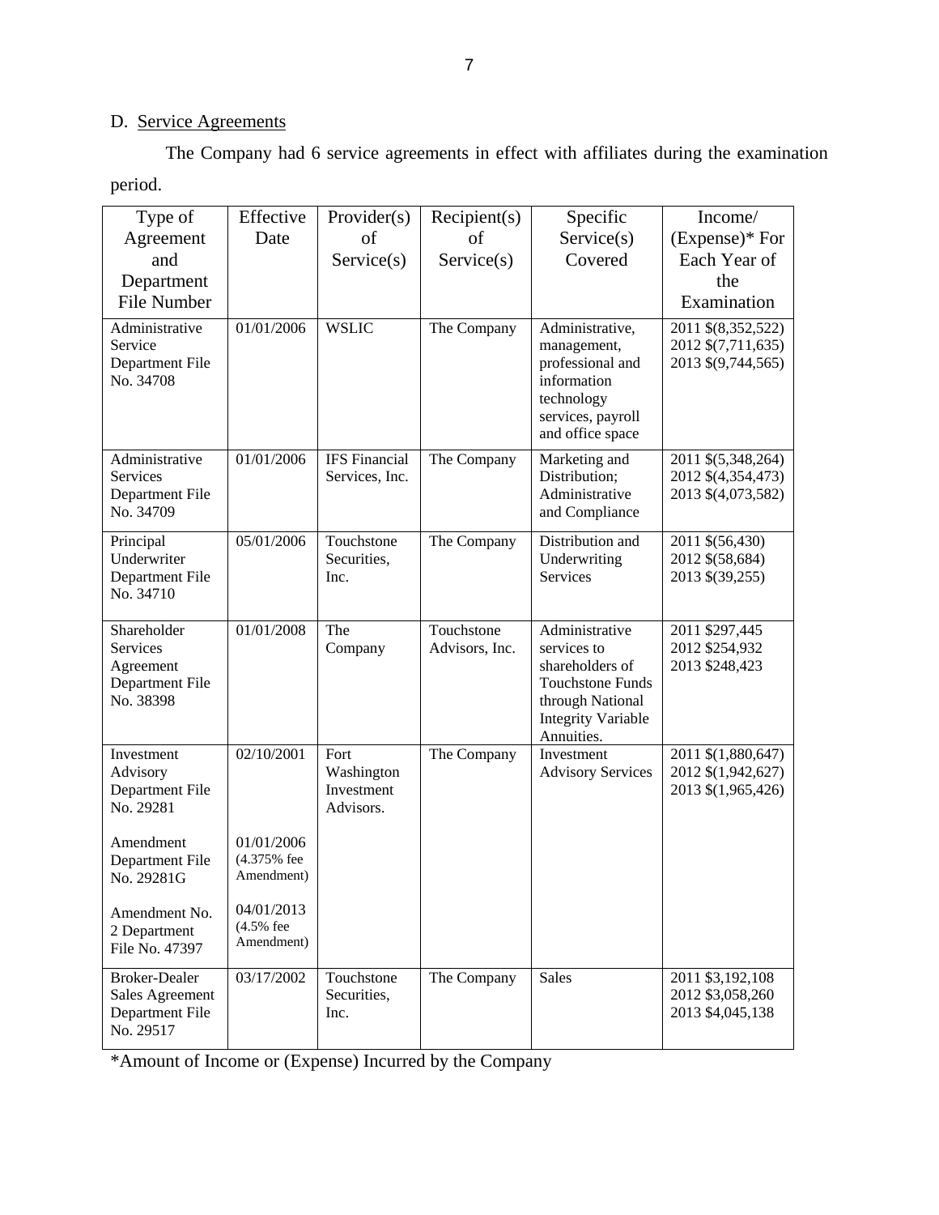D. Service Agreements

The Company had 6 service agreements in effect with affiliates during the examination period.

| Type of Agreement and Department File Number | Effective Date | Provider(s) of Service(s) | Recipient(s) of Service(s) | Specific Service(s) Covered | Income/ (Expense)* For Each Year of the Examination |
|---|---|---|---|---|---|
| Administrative Service Department File No. 34708 | 01/01/2006 | WSLIC | The Company | Administrative, management, professional and information technology services, payroll and office space | 2011 $(8,352,522)<br>2012 $(7,711,635)<br>2013 $(9,744,565) |
| Administrative Services Department File No. 34709 | 01/01/2006 | IFS Financial Services, Inc. | The Company | Marketing and Distribution; Administrative and Compliance | 2011 $(5,348,264)<br>2012 $(4,354,473)<br>2013 $(4,073,582) |
| Principal Underwriter Department File No. 34710 | 05/01/2006 | Touchstone Securities, Inc. | The Company | Distribution and Underwriting Services | 2011 $(56,430)<br>2012 $(58,684)<br>2013 $(39,255) |
| Shareholder Services Agreement Department File No. 38398 | 01/01/2008 | The Company | Touchstone Advisors, Inc. | Administrative services to shareholders of Touchstone Funds through National Integrity Variable Annuities. | 2011 $297,445<br>2012 $254,932<br>2013 $248,423 |
| Investment Advisory Department File No. 29281<br><br>Amendment Department File No. 29281G<br><br>Amendment No. 2 Department File No. 47397 | 02/10/2001<br><br>01/01/2006 (4.375% fee Amendment)<br><br>04/01/2013 (4.5% fee Amendment) | Fort Washington Investment Advisors. | The Company | Investment Advisory Services | 2011 $(1,880,647)<br>2012 $(1,942,627)<br>2013 $(1,965,426) |
| Broker-Dealer Sales Agreement Department File No. 29517 | 03/17/2002 | Touchstone Securities, Inc. | The Company | Sales | 2011 $3,192,108<br>2012 $3,058,260<br>2013 $4,045,138 |

*Amount of Income or (Expense) Incurred by the Company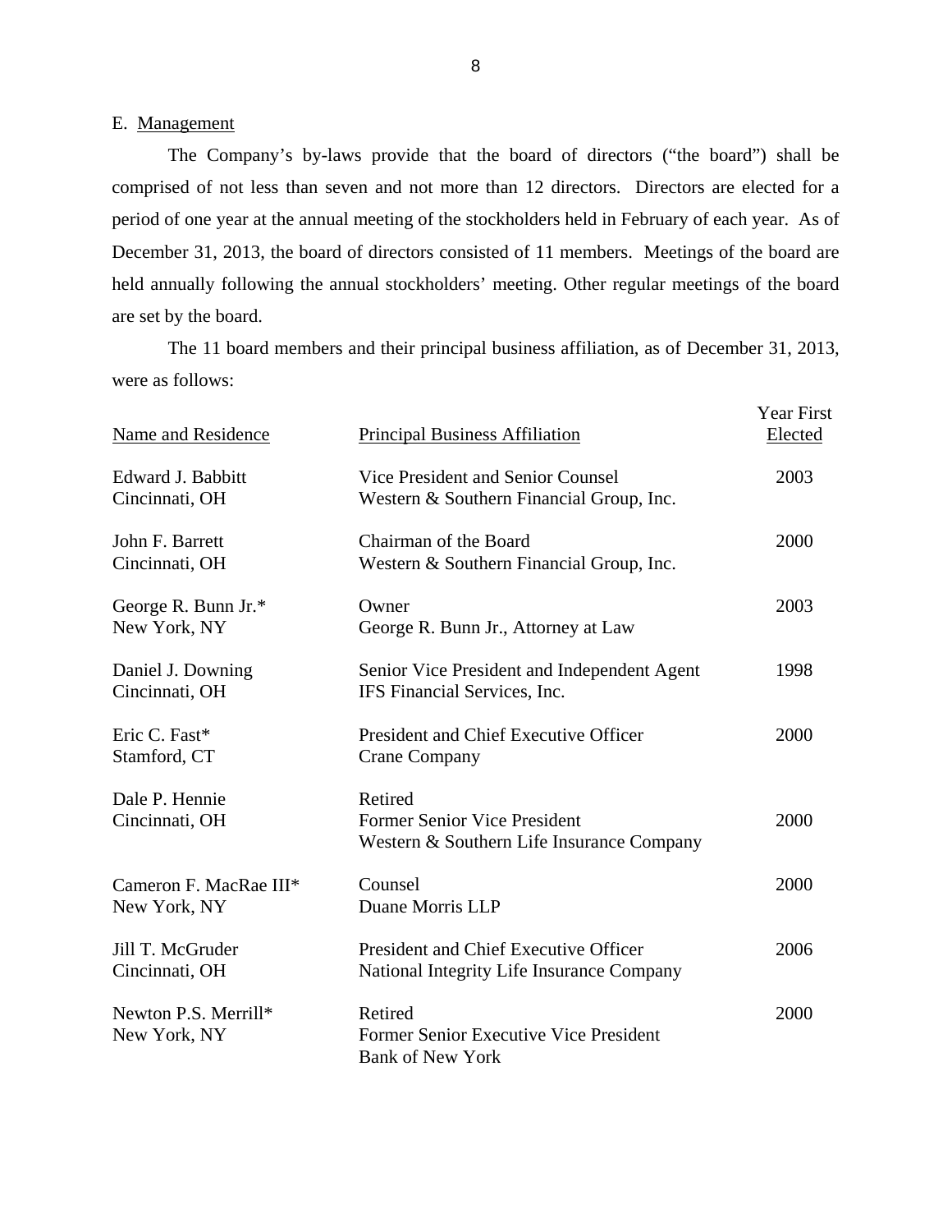E. Management

The Company's by-laws provide that the board of directors ("the board") shall be comprised of not less than seven and not more than 12 directors. Directors are elected for a period of one year at the annual meeting of the stockholders held in February of each year. As of December 31, 2013, the board of directors consisted of 11 members. Meetings of the board are held annually following the annual stockholders' meeting. Other regular meetings of the board are set by the board.

The 11 board members and their principal business affiliation, as of December 31, 2013, were as follows:

| Name and Residence | Principal Business Affiliation | Year First Elected |
|---|---|---|
| Edward J. Babbitt<br>Cincinnati, OH | Vice President and Senior Counsel<br>Western & Southern Financial Group, Inc. | 2003 |
| John F. Barrett<br>Cincinnati, OH | Chairman of the Board<br>Western & Southern Financial Group, Inc. | 2000 |
| George R. Bunn Jr.*<br>New York, NY | Owner<br>George R. Bunn Jr., Attorney at Law | 2003 |
| Daniel J. Downing<br>Cincinnati, OH | Senior Vice President and Independent Agent<br>IFS Financial Services, Inc. | 1998 |
| Eric C. Fast*<br>Stamford, CT | President and Chief Executive Officer<br>Crane Company | 2000 |
| Dale P. Hennie<br>Cincinnati, OH | Retired<br>Former Senior Vice President<br>Western & Southern Life Insurance Company | 2000 |
| Cameron F. MacRae III*<br>New York, NY | Counsel<br>Duane Morris LLP | 2000 |
| Jill T. McGruder<br>Cincinnati, OH | President and Chief Executive Officer<br>National Integrity Life Insurance Company | 2006 |
| Newton P.S. Merrill*<br>New York, NY | Retired<br>Former Senior Executive Vice President<br>Bank of New York | 2000 |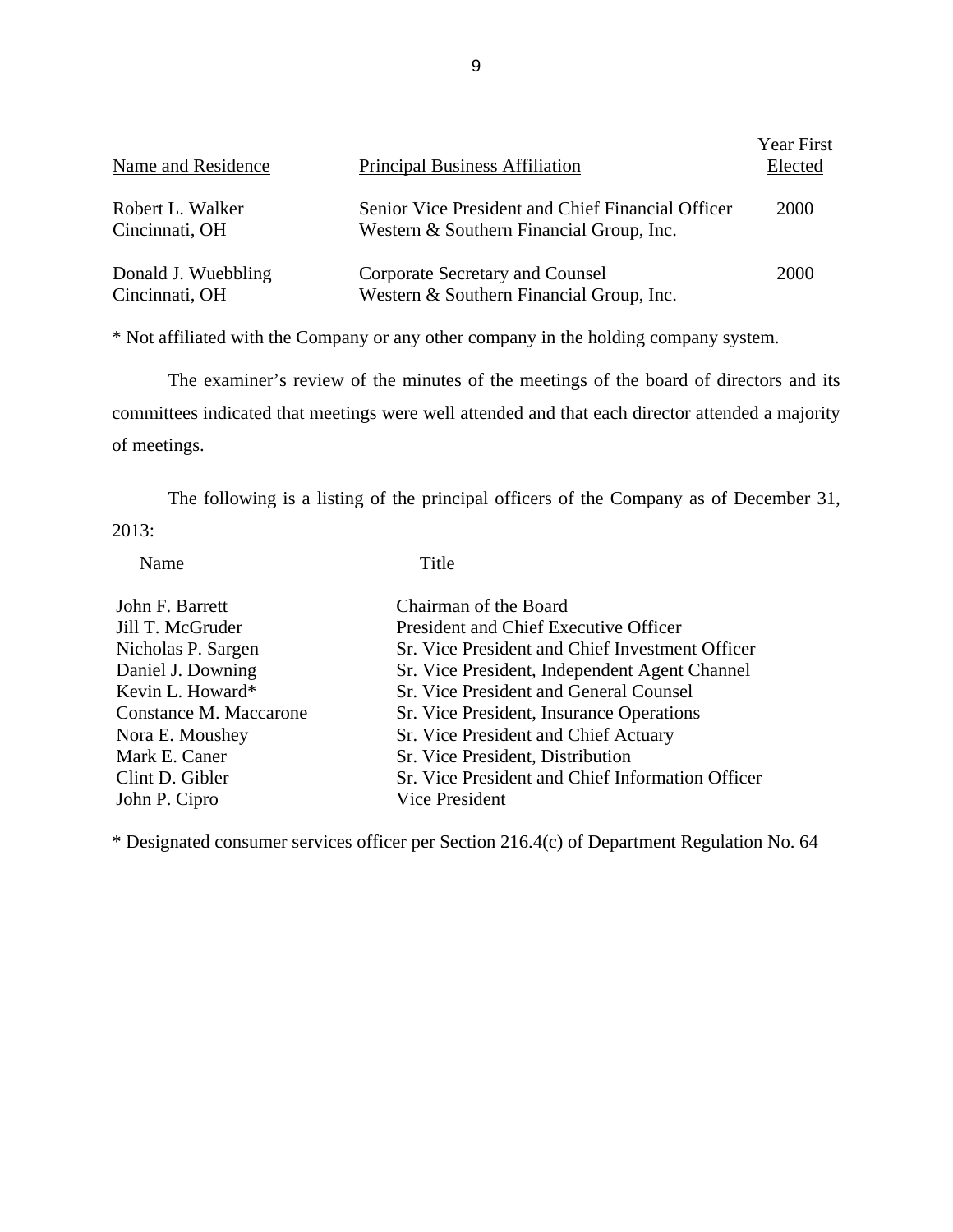| Name and Residence | Principal Business Affiliation | Year First Elected |
|---|---|---|
| Robert L. Walker<br>Cincinnati, OH | Senior Vice President and Chief Financial Officer<br>Western & Southern Financial Group, Inc. | 2000 |
| Donald J. Wuebbling<br>Cincinnati, OH | Corporate Secretary and Counsel<br>Western & Southern Financial Group, Inc. | 2000 |

* Not affiliated with the Company or any other company in the holding company system.

The examiner's review of the minutes of the meetings of the board of directors and its committees indicated that meetings were well attended and that each director attended a majority of meetings.

The following is a listing of the principal officers of the Company as of December 31, 2013:

| Name | Title |
|---|---|
| John F. Barrett | Chairman of the Board |
| Jill T. McGruder | President and Chief Executive Officer |
| Nicholas P. Sargen | Sr. Vice President and Chief Investment Officer |
| Daniel J. Downing | Sr. Vice President, Independent Agent Channel |
| Kevin L. Howard* | Sr. Vice President and General Counsel |
| Constance M. Maccarone | Sr. Vice President, Insurance Operations |
| Nora E. Moushey | Sr. Vice President and Chief Actuary |
| Mark E. Caner | Sr. Vice President, Distribution |
| Clint D. Gibler | Sr. Vice President and Chief Information Officer |
| John P. Cipro | Vice President |

* Designated consumer services officer per Section 216.4(c) of Department Regulation No. 64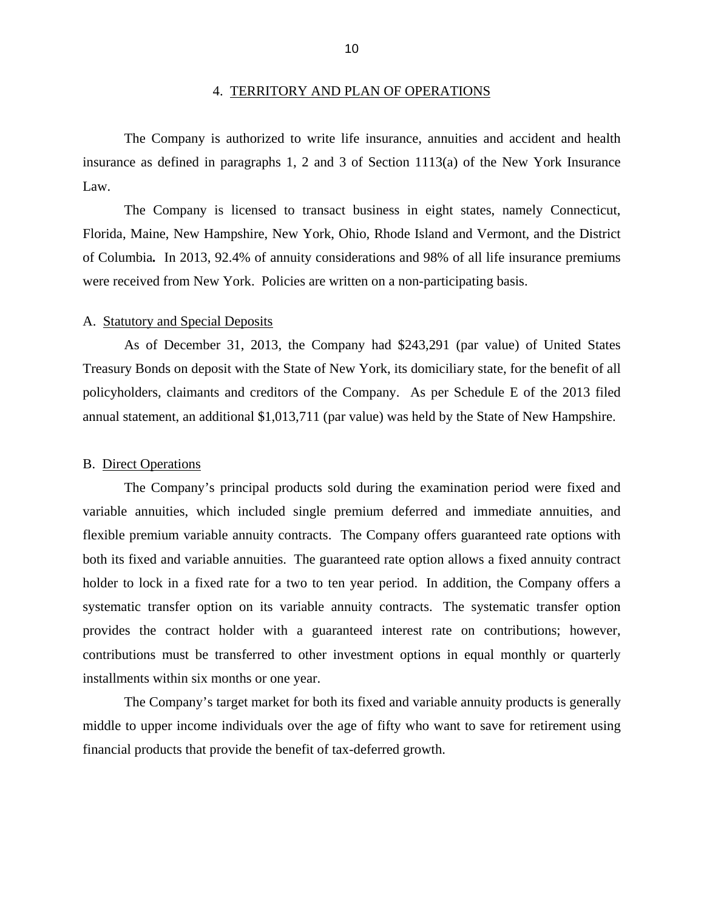## 4. TERRITORY AND PLAN OF OPERATIONS

The Company is authorized to write life insurance, annuities and accident and health insurance as defined in paragraphs 1, 2 and 3 of Section 1113(a) of the New York Insurance Law.

The Company is licensed to transact business in eight states, namely Connecticut, Florida, Maine, New Hampshire, New York, Ohio, Rhode Island and Vermont, and the District of Columbia**.** In 2013, 92.4% of annuity considerations and 98% of all life insurance premiums were received from New York. Policies are written on a non-participating basis.

### A. Statutory and Special Deposits

As of December 31, 2013, the Company had $243,291 (par value) of United States Treasury Bonds on deposit with the State of New York, its domiciliary state, for the benefit of all policyholders, claimants and creditors of the Company. As per Schedule E of the 2013 filed annual statement, an additional $1,013,711 (par value) was held by the State of New Hampshire.

### B. Direct Operations

The Company's principal products sold during the examination period were fixed and variable annuities, which included single premium deferred and immediate annuities, and flexible premium variable annuity contracts. The Company offers guaranteed rate options with both its fixed and variable annuities. The guaranteed rate option allows a fixed annuity contract holder to lock in a fixed rate for a two to ten year period. In addition, the Company offers a systematic transfer option on its variable annuity contracts. The systematic transfer option provides the contract holder with a guaranteed interest rate on contributions; however, contributions must be transferred to other investment options in equal monthly or quarterly installments within six months or one year.

The Company's target market for both its fixed and variable annuity products is generally middle to upper income individuals over the age of fifty who want to save for retirement using financial products that provide the benefit of tax-deferred growth.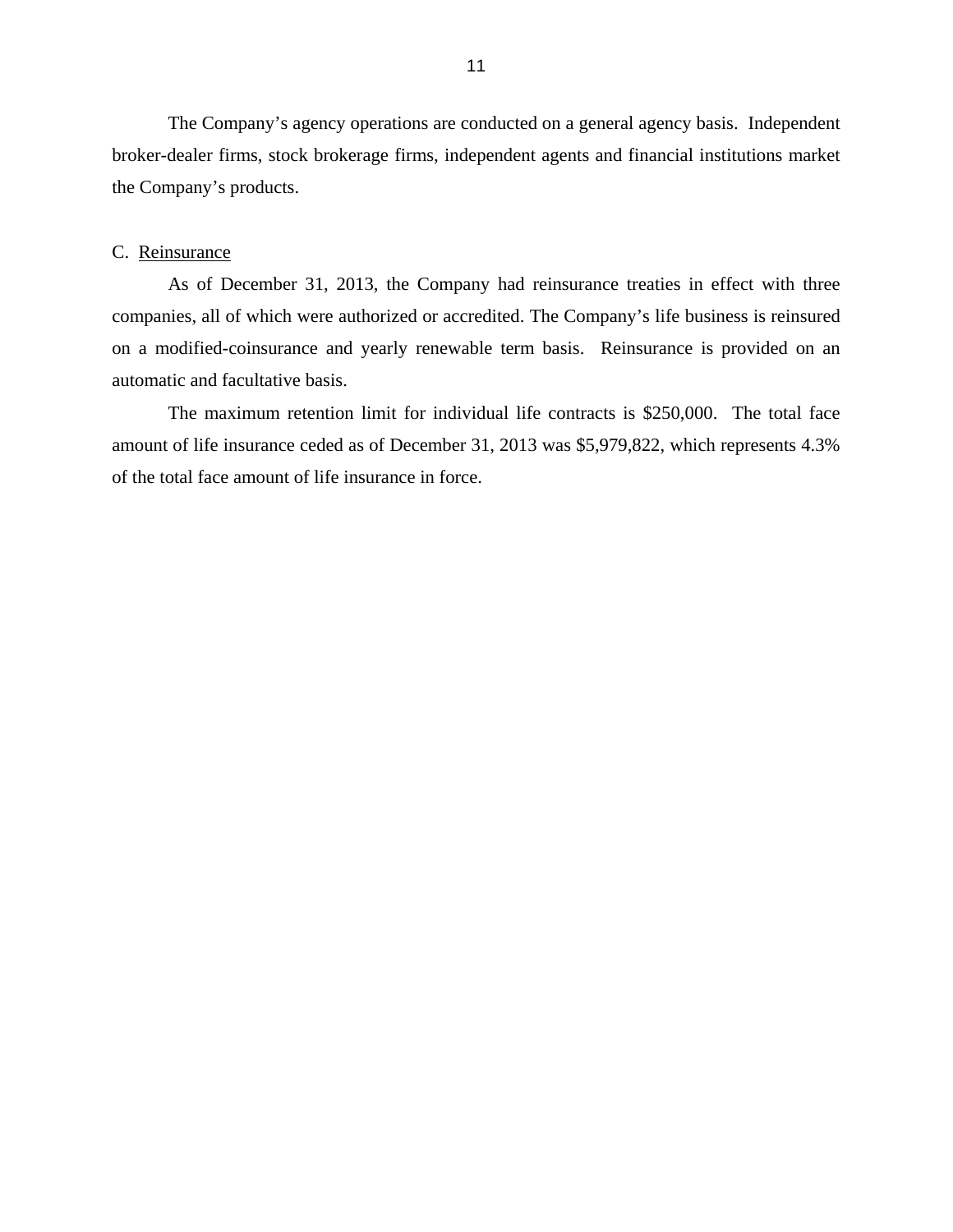The Company's agency operations are conducted on a general agency basis. Independent broker-dealer firms, stock brokerage firms, independent agents and financial institutions market the Company's products.

C. <u>Reinsurance</u>

As of December 31, 2013, the Company had reinsurance treaties in effect with three companies, all of which were authorized or accredited. The Company's life business is reinsured on a modified-coinsurance and yearly renewable term basis. Reinsurance is provided on an automatic and facultative basis.

The maximum retention limit for individual life contracts is $250,000. The total face amount of life insurance ceded as of December 31, 2013 was $5,979,822, which represents 4.3% of the total face amount of life insurance in force.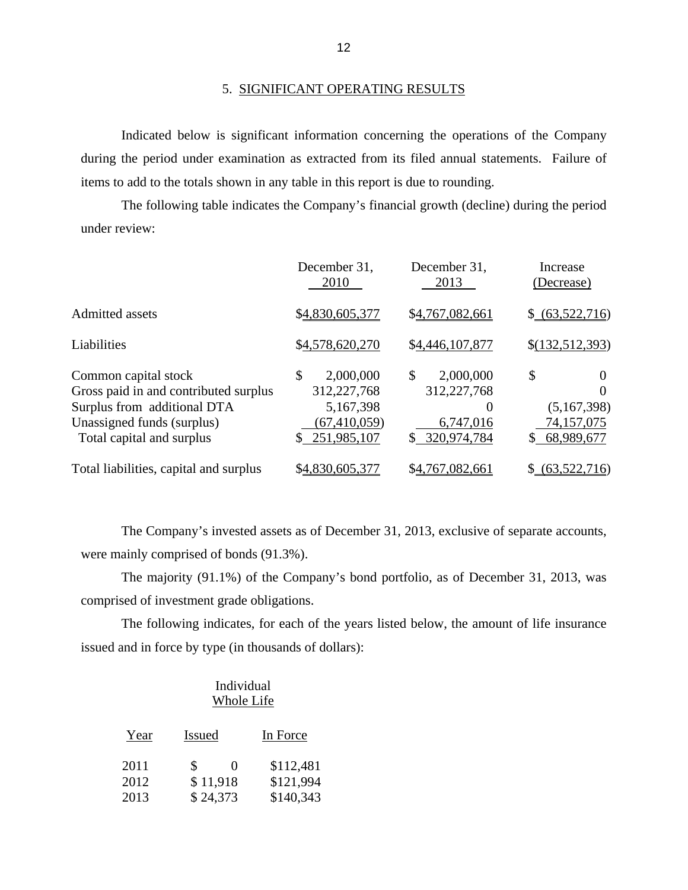## 5. SIGNIFICANT OPERATING RESULTS

Indicated below is significant information concerning the operations of the Company during the period under examination as extracted from its filed annual statements. Failure of items to add to the totals shown in any table in this report is due to rounding.

The following table indicates the Company's financial growth (decline) during the period under review:

| | December 31, 2010 | December 31, 2013 | Increase (Decrease) |
|---|---|---|---|
| Admitted assets | $4,830,605,377 | $4,767,082,661 | $ (63,522,716) |
| Liabilities | $4,578,620,270 | $4,446,107,877 | $(132,512,393) |
| Common capital stock | $ 2,000,000 | $ 2,000,000 | $ 0 |
| Gross paid in and contributed surplus | 312,227,768 | 312,227,768 | 0 |
| Surplus from additional DTA | 5,167,398 | 0 | (5,167,398) |
| Unassigned funds (surplus) | (67,410,059) | 6,747,016 | 74,157,075 |
| Total capital and surplus | $ 251,985,107 | $ 320,974,784 | $ 68,989,677 |
| Total liabilities, capital and surplus | $4,830,605,377 | $4,767,082,661 | $ (63,522,716) |

The Company's invested assets as of December 31, 2013, exclusive of separate accounts, were mainly comprised of bonds (91.3%).

The majority (91.1%) of the Company's bond portfolio, as of December 31, 2013, was comprised of investment grade obligations.

The following indicates, for each of the years listed below, the amount of life insurance issued and in force by type (in thousands of dollars):

| | Individual Whole Life | |
|---|---|---|
| Year | Issued | In Force |
| 2011 | $ 0 | $112,481 |
| 2012 | $ 11,918 | $121,994 |
| 2013 | $ 24,373 | $140,343 |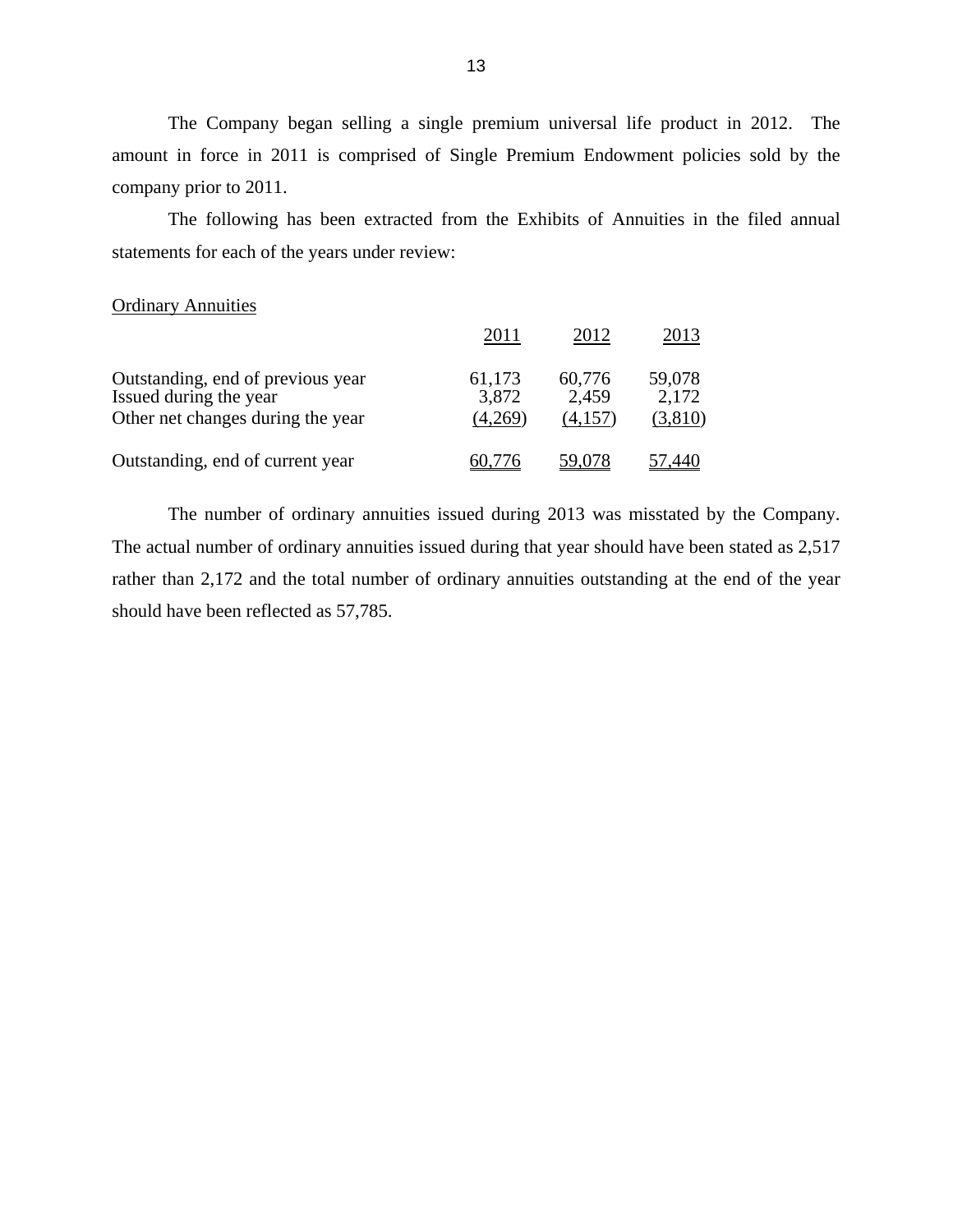The Company began selling a single premium universal life product in 2012. The amount in force in 2011 is comprised of Single Premium Endowment policies sold by the company prior to 2011.

The following has been extracted from the Exhibits of Annuities in the filed annual statements for each of the years under review:

Ordinary Annuities

| | 2011 | 2012 | 2013 |
|---|---|---|---|
| Outstanding, end of previous year | 61,173 | 60,776 | 59,078 |
| Issued during the year | 3,872 | 2,459 | 2,172 |
| Other net changes during the year | (4,269) | (4,157) | (3,810) |
| Outstanding, end of current year | 60,776 | 59,078 | 57,440 |

The number of ordinary annuities issued during 2013 was misstated by the Company. The actual number of ordinary annuities issued during that year should have been stated as 2,517 rather than 2,172 and the total number of ordinary annuities outstanding at the end of the year should have been reflected as 57,785.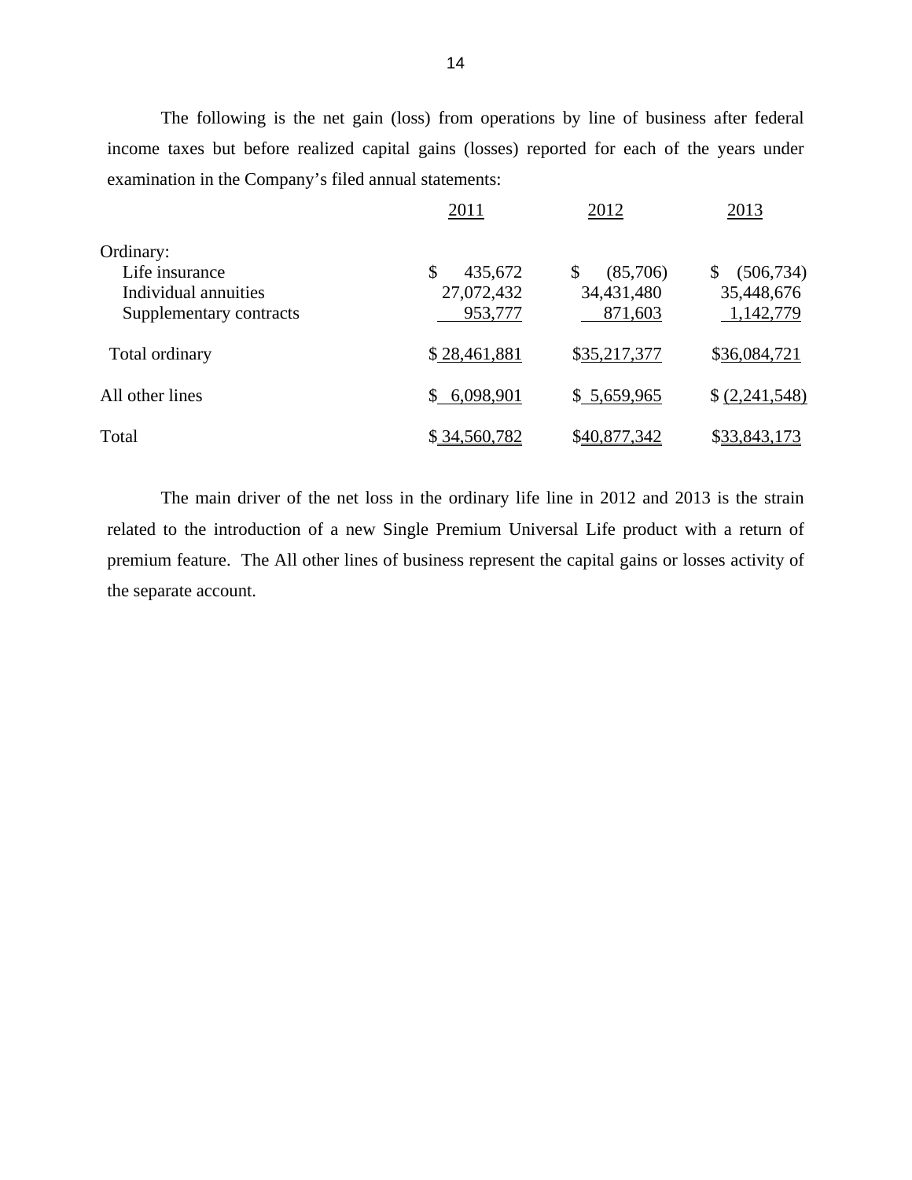The following is the net gain (loss) from operations by line of business after federal income taxes but before realized capital gains (losses) reported for each of the years under examination in the Company's filed annual statements:

| | 2011 | 2012 | 2013 |
|---|---|---|---|
| Ordinary: | | | |
| Life insurance | $ 435,672 | $ (85,706) | $ (506,734) |
| Individual annuities | 27,072,432 | 34,431,480 | 35,448,676 |
| Supplementary contracts | 953,777 | 871,603 | 1,142,779 |
| Total ordinary | $ 28,461,881 | $35,217,377 | $36,084,721 |
| All other lines | $ 6,098,901 | $ 5,659,965 | $ (2,241,548) |
| Total | $ 34,560,782 | $40,877,342 | $33,843,173 |

The main driver of the net loss in the ordinary life line in 2012 and 2013 is the strain related to the introduction of a new Single Premium Universal Life product with a return of premium feature. The All other lines of business represent the capital gains or losses activity of the separate account.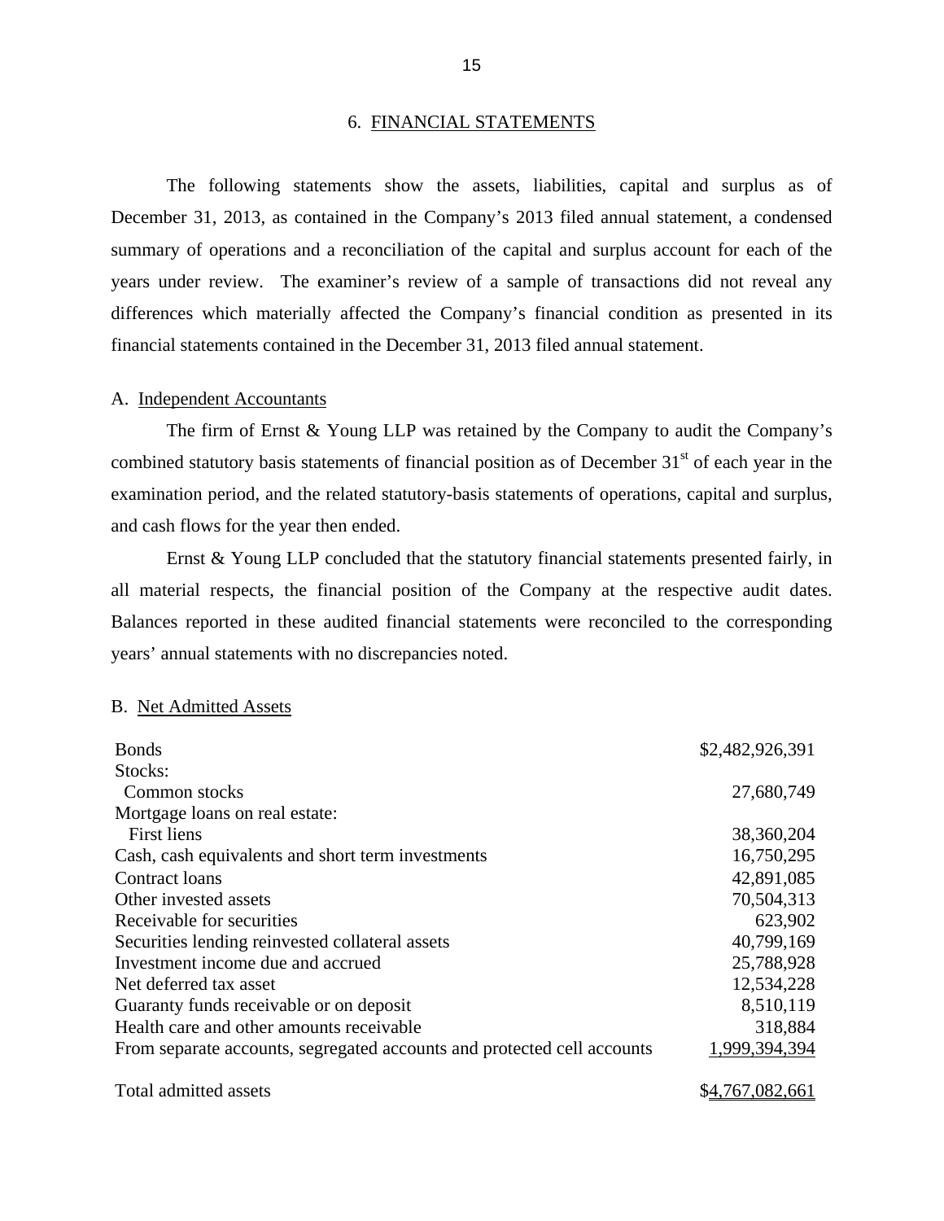## 6. FINANCIAL STATEMENTS

The following statements show the assets, liabilities, capital and surplus as of December 31, 2013, as contained in the Company's 2013 filed annual statement, a condensed summary of operations and a reconciliation of the capital and surplus account for each of the years under review. The examiner's review of a sample of transactions did not reveal any differences which materially affected the Company's financial condition as presented in its financial statements contained in the December 31, 2013 filed annual statement.

### A. Independent Accountants

The firm of Ernst & Young LLP was retained by the Company to audit the Company's combined statutory basis statements of financial position as of December 31st of each year in the examination period, and the related statutory-basis statements of operations, capital and surplus, and cash flows for the year then ended.

Ernst & Young LLP concluded that the statutory financial statements presented fairly, in all material respects, the financial position of the Company at the respective audit dates. Balances reported in these audited financial statements were reconciled to the corresponding years' annual statements with no discrepancies noted.

### B. Net Admitted Assets

| | |
|---|---|
| Bonds | $2,482,926,391 |
| Stocks: | |
| Common stocks | 27,680,749 |
| Mortgage loans on real estate: | |
| First liens | 38,360,204 |
| Cash, cash equivalents and short term investments | 16,750,295 |
| Contract loans | 42,891,085 |
| Other invested assets | 70,504,313 |
| Receivable for securities | 623,902 |
| Securities lending reinvested collateral assets | 40,799,169 |
| Investment income due and accrued | 25,788,928 |
| Net deferred tax asset | 12,534,228 |
| Guaranty funds receivable or on deposit | 8,510,119 |
| Health care and other amounts receivable | 318,884 |
| From separate accounts, segregated accounts and protected cell accounts | 1,999,394,394 |
| Total admitted assets | $4,767,082,661 |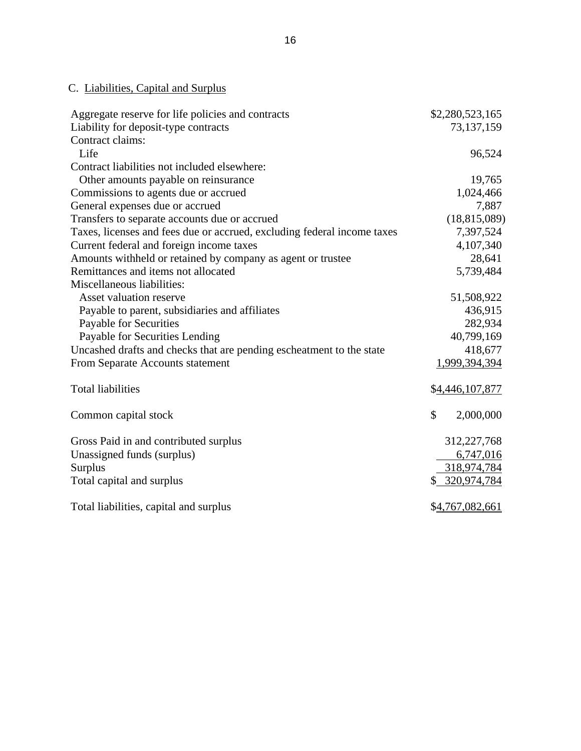C. Liabilities, Capital and Surplus

| | |
|---|---|
| Aggregate reserve for life policies and contracts | $2,280,523,165 |
| Liability for deposit-type contracts | 73,137,159 |
| Contract claims: | |
| Life | 96,524 |
| Contract liabilities not included elsewhere: | |
| Other amounts payable on reinsurance | 19,765 |
| Commissions to agents due or accrued | 1,024,466 |
| General expenses due or accrued | 7,887 |
| Transfers to separate accounts due or accrued | (18,815,089) |
| Taxes, licenses and fees due or accrued, excluding federal income taxes | 7,397,524 |
| Current federal and foreign income taxes | 4,107,340 |
| Amounts withheld or retained by company as agent or trustee | 28,641 |
| Remittances and items not allocated | 5,739,484 |
| Miscellaneous liabilities: | |
| Asset valuation reserve | 51,508,922 |
| Payable to parent, subsidiaries and affiliates | 436,915 |
| Payable for Securities | 282,934 |
| Payable for Securities Lending | 40,799,169 |
| Uncashed drafts and checks that are pending escheatment to the state | 418,677 |
| From Separate Accounts statement | 1,999,394,394 |
| Total liabilities | $4,446,107,877 |
| Common capital stock | $ 2,000,000 |
| Gross Paid in and contributed surplus | 312,227,768 |
| Unassigned funds (surplus) | 6,747,016 |
| Surplus | 318,974,784 |
| Total capital and surplus | $ 320,974,784 |
| Total liabilities, capital and surplus | $4,767,082,661 |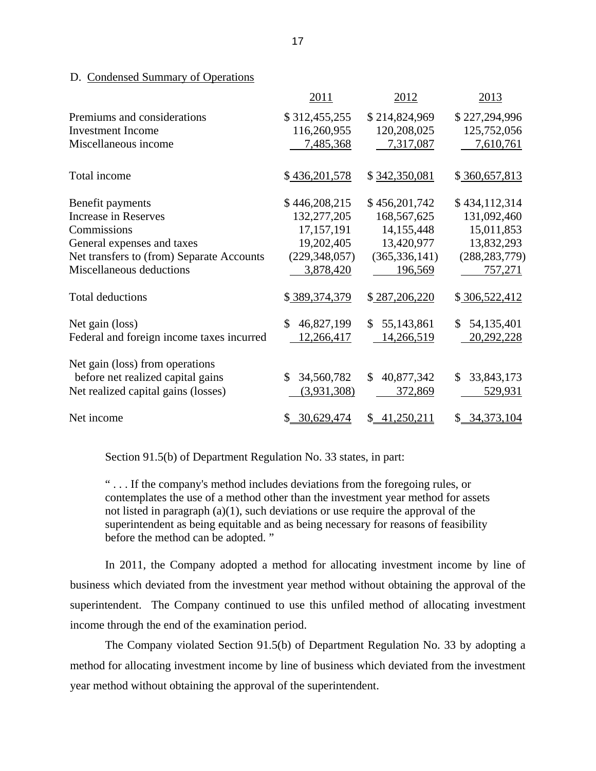D. Condensed Summary of Operations

| | 2011 | 2012 | 2013 |
|---|---|---|---|
| Premiums and considerations | $ 312,455,255 | $ 214,824,969 | $ 227,294,996 |
| Investment Income | 116,260,955 | 120,208,025 | 125,752,056 |
| Miscellaneous income | 7,485,368 | 7,317,087 | 7,610,761 |
| Total income | $ 436,201,578 | $ 342,350,081 | $ 360,657,813 |
| Benefit payments | $ 446,208,215 | $ 456,201,742 | $ 434,112,314 |
| Increase in Reserves | 132,277,205 | 168,567,625 | 131,092,460 |
| Commissions | 17,157,191 | 14,155,448 | 15,011,853 |
| General expenses and taxes | 19,202,405 | 13,420,977 | 13,832,293 |
| Net transfers to (from) Separate Accounts | (229,348,057) | (365,336,141) | (288,283,779) |
| Miscellaneous deductions | 3,878,420 | 196,569 | 757,271 |
| Total deductions | $ 389,374,379 | $ 287,206,220 | $ 306,522,412 |
| Net gain (loss) | $ 46,827,199 | $ 55,143,861 | $ 54,135,401 |
| Federal and foreign income taxes incurred | 12,266,417 | 14,266,519 | 20,292,228 |
| Net gain (loss) from operations before net realized capital gains | $ 34,560,782 | $ 40,877,342 | $ 33,843,173 |
| Net realized capital gains (losses) | (3,931,308) | 372,869 | 529,931 |
| Net income | $ 30,629,474 | $ 41,250,211 | $ 34,373,104 |

Section 91.5(b) of Department Regulation No. 33 states, in part:

> " . . . If the company's method includes deviations from the foregoing rules, or contemplates the use of a method other than the investment year method for assets not listed in paragraph (a)(1), such deviations or use require the approval of the superintendent as being equitable and as being necessary for reasons of feasibility before the method can be adopted. "

In 2011, the Company adopted a method for allocating investment income by line of business which deviated from the investment year method without obtaining the approval of the superintendent. The Company continued to use this unfiled method of allocating investment income through the end of the examination period.

The Company violated Section 91.5(b) of Department Regulation No. 33 by adopting a method for allocating investment income by line of business which deviated from the investment year method without obtaining the approval of the superintendent.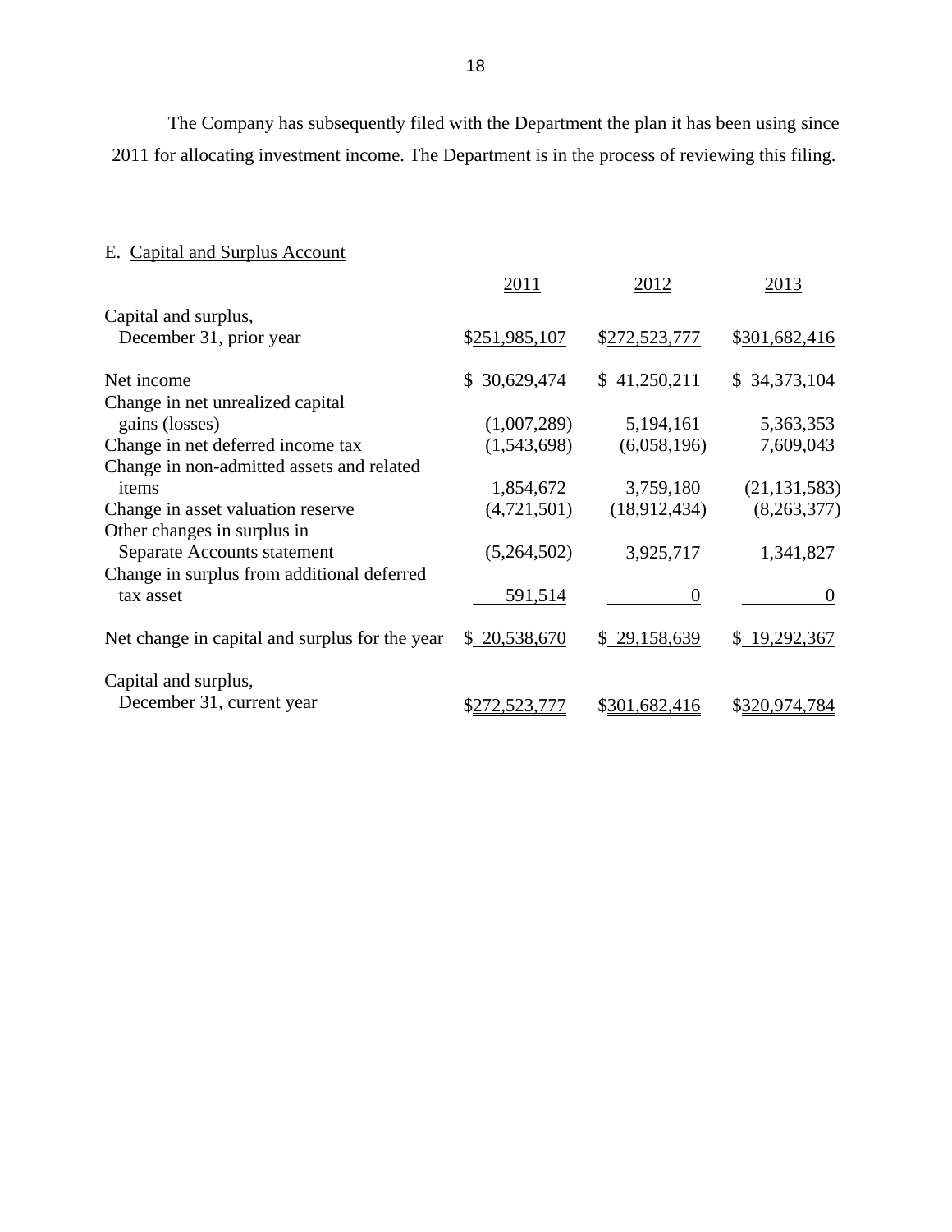The Company has subsequently filed with the Department the plan it has been using since 2011 for allocating investment income. The Department is in the process of reviewing this filing.

E. Capital and Surplus Account

| | 2011 | 2012 | 2013 |
|---|---|---|---|
| Capital and surplus, December 31, prior year | $251,985,107 | $272,523,777 | $301,682,416 |
| Net income | $ 30,629,474 | $ 41,250,211 | $ 34,373,104 |
| Change in net unrealized capital gains (losses) | (1,007,289) | 5,194,161 | 5,363,353 |
| Change in net deferred income tax | (1,543,698) | (6,058,196) | 7,609,043 |
| Change in non-admitted assets and related items | 1,854,672 | 3,759,180 | (21,131,583) |
| Change in asset valuation reserve | (4,721,501) | (18,912,434) | (8,263,377) |
| Other changes in surplus in Separate Accounts statement | (5,264,502) | 3,925,717 | 1,341,827 |
| Change in surplus from additional deferred tax asset | 591,514 | 0 | 0 |
| Net change in capital and surplus for the year | $ 20,538,670 | $ 29,158,639 | $ 19,292,367 |
| Capital and surplus, December 31, current year | $272,523,777 | $301,682,416 | $320,974,784 |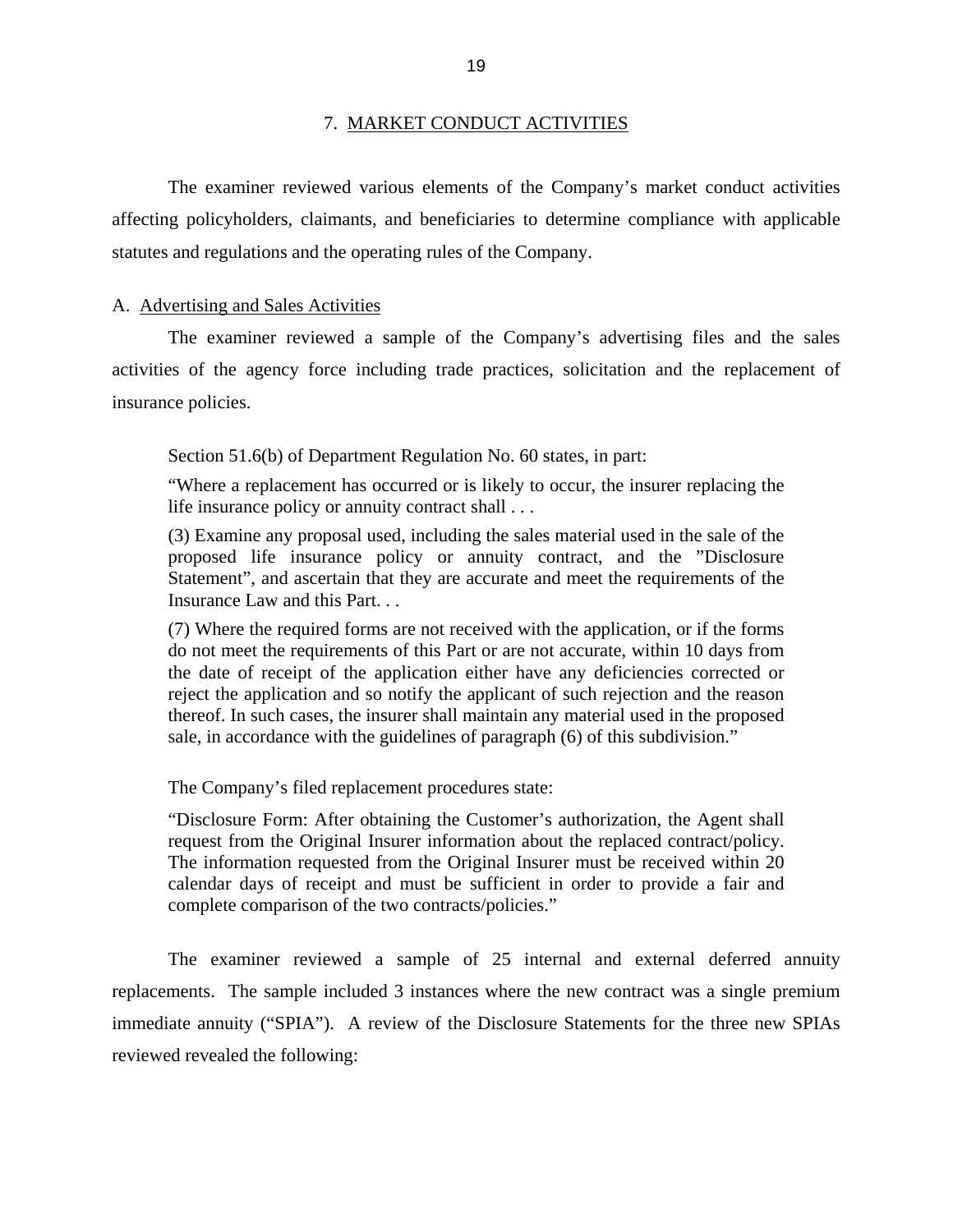## 7. MARKET CONDUCT ACTIVITIES

The examiner reviewed various elements of the Company's market conduct activities affecting policyholders, claimants, and beneficiaries to determine compliance with applicable statutes and regulations and the operating rules of the Company.

### A. Advertising and Sales Activities

The examiner reviewed a sample of the Company's advertising files and the sales activities of the agency force including trade practices, solicitation and the replacement of insurance policies.

> Section 51.6(b) of Department Regulation No. 60 states, in part:
>
> "Where a replacement has occurred or is likely to occur, the insurer replacing the life insurance policy or annuity contract shall . . .
>
> (3) Examine any proposal used, including the sales material used in the sale of the proposed life insurance policy or annuity contract, and the "Disclosure Statement", and ascertain that they are accurate and meet the requirements of the Insurance Law and this Part. . .
>
> (7) Where the required forms are not received with the application, or if the forms do not meet the requirements of this Part or are not accurate, within 10 days from the date of receipt of the application either have any deficiencies corrected or reject the application and so notify the applicant of such rejection and the reason thereof. In such cases, the insurer shall maintain any material used in the proposed sale, in accordance with the guidelines of paragraph (6) of this subdivision."

> The Company's filed replacement procedures state:
>
> "Disclosure Form: After obtaining the Customer's authorization, the Agent shall request from the Original Insurer information about the replaced contract/policy. The information requested from the Original Insurer must be received within 20 calendar days of receipt and must be sufficient in order to provide a fair and complete comparison of the two contracts/policies."

The examiner reviewed a sample of 25 internal and external deferred annuity replacements. The sample included 3 instances where the new contract was a single premium immediate annuity ("SPIA"). A review of the Disclosure Statements for the three new SPIAs reviewed revealed the following: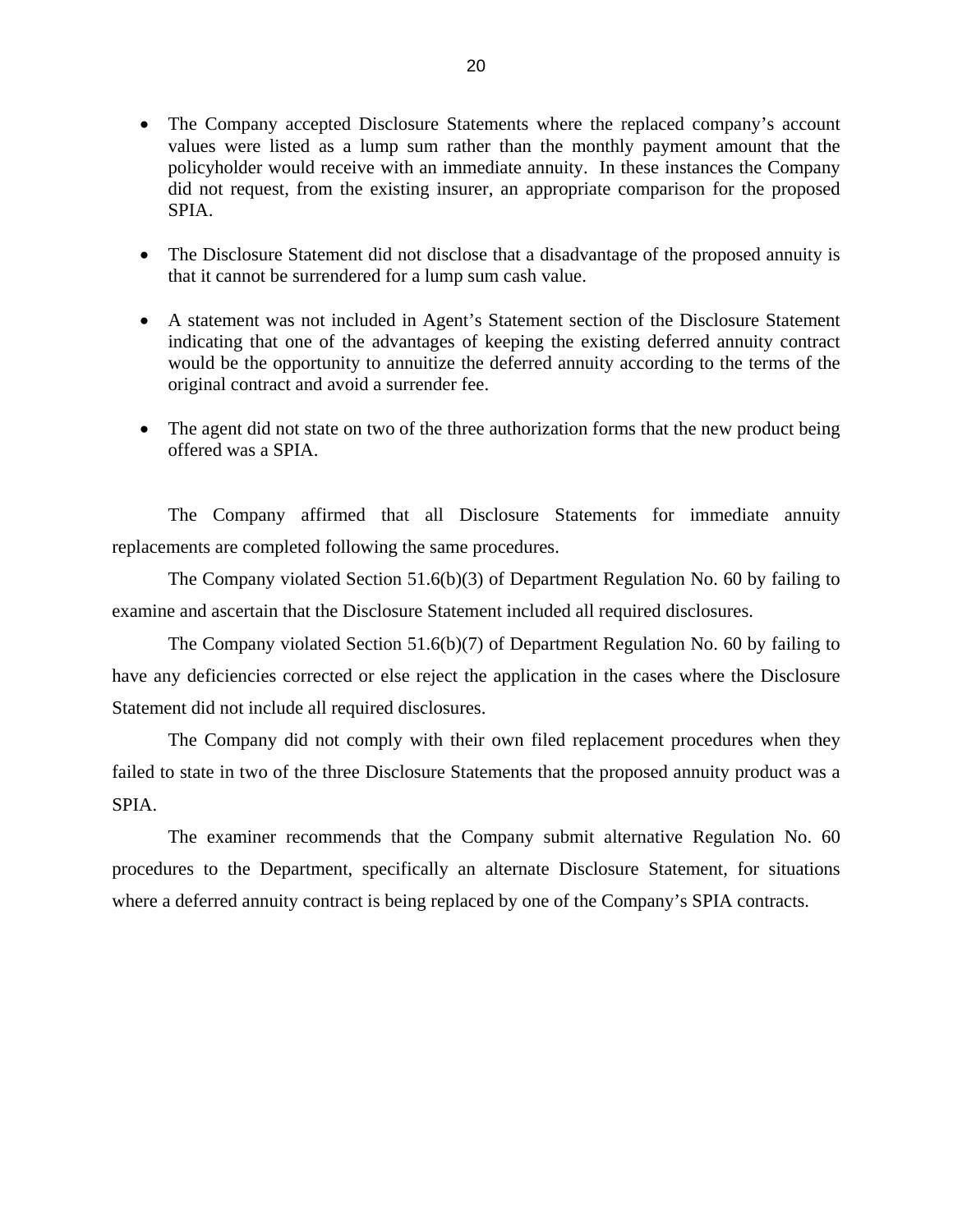- The Company accepted Disclosure Statements where the replaced company's account values were listed as a lump sum rather than the monthly payment amount that the policyholder would receive with an immediate annuity. In these instances the Company did not request, from the existing insurer, an appropriate comparison for the proposed SPIA.

- The Disclosure Statement did not disclose that a disadvantage of the proposed annuity is that it cannot be surrendered for a lump sum cash value.

- A statement was not included in Agent's Statement section of the Disclosure Statement indicating that one of the advantages of keeping the existing deferred annuity contract would be the opportunity to annuitize the deferred annuity according to the terms of the original contract and avoid a surrender fee.

- The agent did not state on two of the three authorization forms that the new product being offered was a SPIA.

The Company affirmed that all Disclosure Statements for immediate annuity replacements are completed following the same procedures.

The Company violated Section 51.6(b)(3) of Department Regulation No. 60 by failing to examine and ascertain that the Disclosure Statement included all required disclosures.

The Company violated Section 51.6(b)(7) of Department Regulation No. 60 by failing to have any deficiencies corrected or else reject the application in the cases where the Disclosure Statement did not include all required disclosures.

The Company did not comply with their own filed replacement procedures when they failed to state in two of the three Disclosure Statements that the proposed annuity product was a SPIA.

The examiner recommends that the Company submit alternative Regulation No. 60 procedures to the Department, specifically an alternate Disclosure Statement, for situations where a deferred annuity contract is being replaced by one of the Company's SPIA contracts.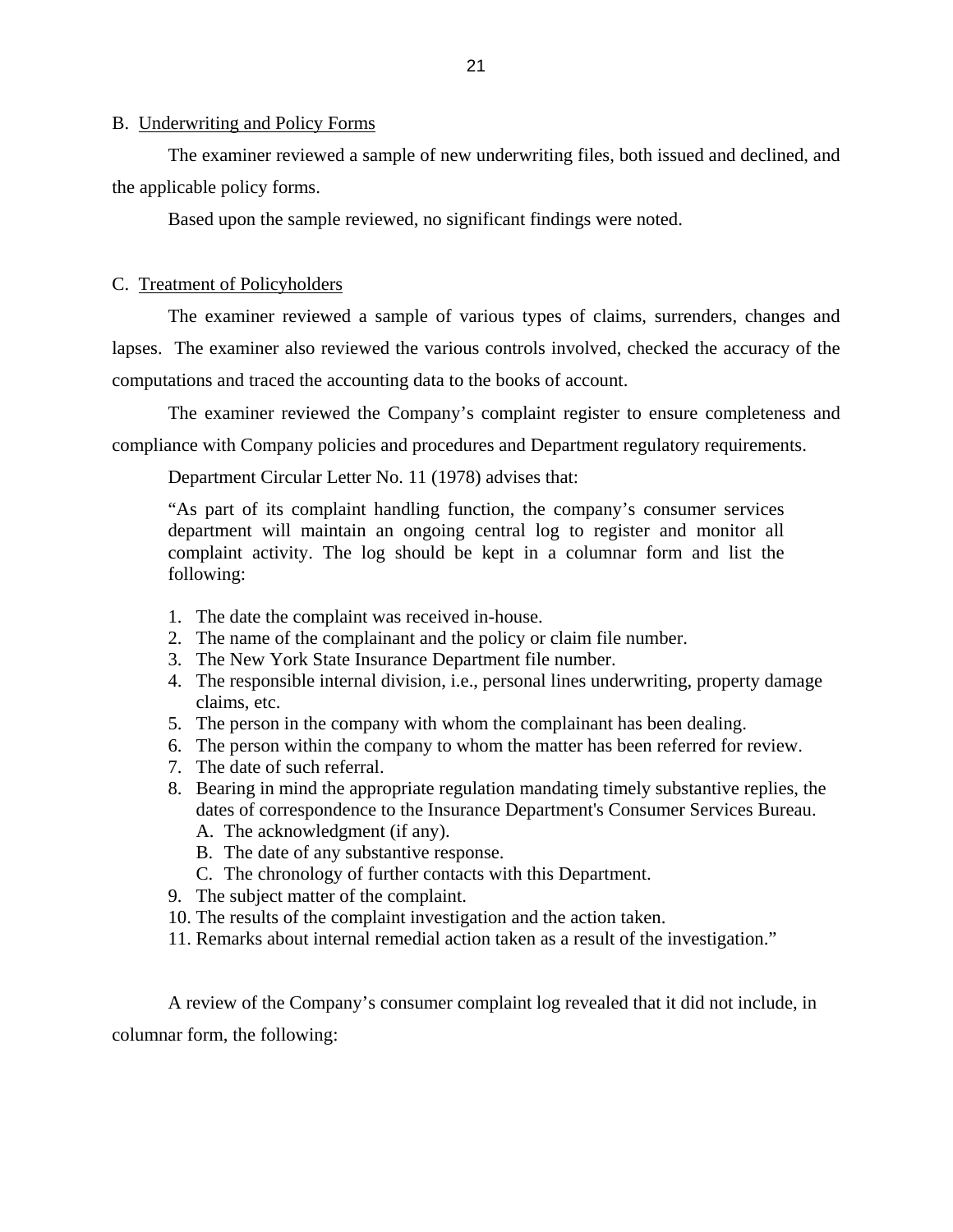## B. Underwriting and Policy Forms

The examiner reviewed a sample of new underwriting files, both issued and declined, and the applicable policy forms.

Based upon the sample reviewed, no significant findings were noted.

## C. Treatment of Policyholders

The examiner reviewed a sample of various types of claims, surrenders, changes and lapses. The examiner also reviewed the various controls involved, checked the accuracy of the computations and traced the accounting data to the books of account.

The examiner reviewed the Company's complaint register to ensure completeness and compliance with Company policies and procedures and Department regulatory requirements.

Department Circular Letter No. 11 (1978) advises that:

> "As part of its complaint handling function, the company's consumer services department will maintain an ongoing central log to register and monitor all complaint activity. The log should be kept in a columnar form and list the following:
>
> 1. The date the complaint was received in-house.
> 2. The name of the complainant and the policy or claim file number.
> 3. The New York State Insurance Department file number.
> 4. The responsible internal division, i.e., personal lines underwriting, property damage claims, etc.
> 5. The person in the company with whom the complainant has been dealing.
> 6. The person within the company to whom the matter has been referred for review.
> 7. The date of such referral.
> 8. Bearing in mind the appropriate regulation mandating timely substantive replies, the dates of correspondence to the Insurance Department's Consumer Services Bureau.
>    A. The acknowledgment (if any).
>    B. The date of any substantive response.
>    C. The chronology of further contacts with this Department.
> 9. The subject matter of the complaint.
> 10. The results of the complaint investigation and the action taken.
> 11. Remarks about internal remedial action taken as a result of the investigation."

A review of the Company's consumer complaint log revealed that it did not include, in columnar form, the following: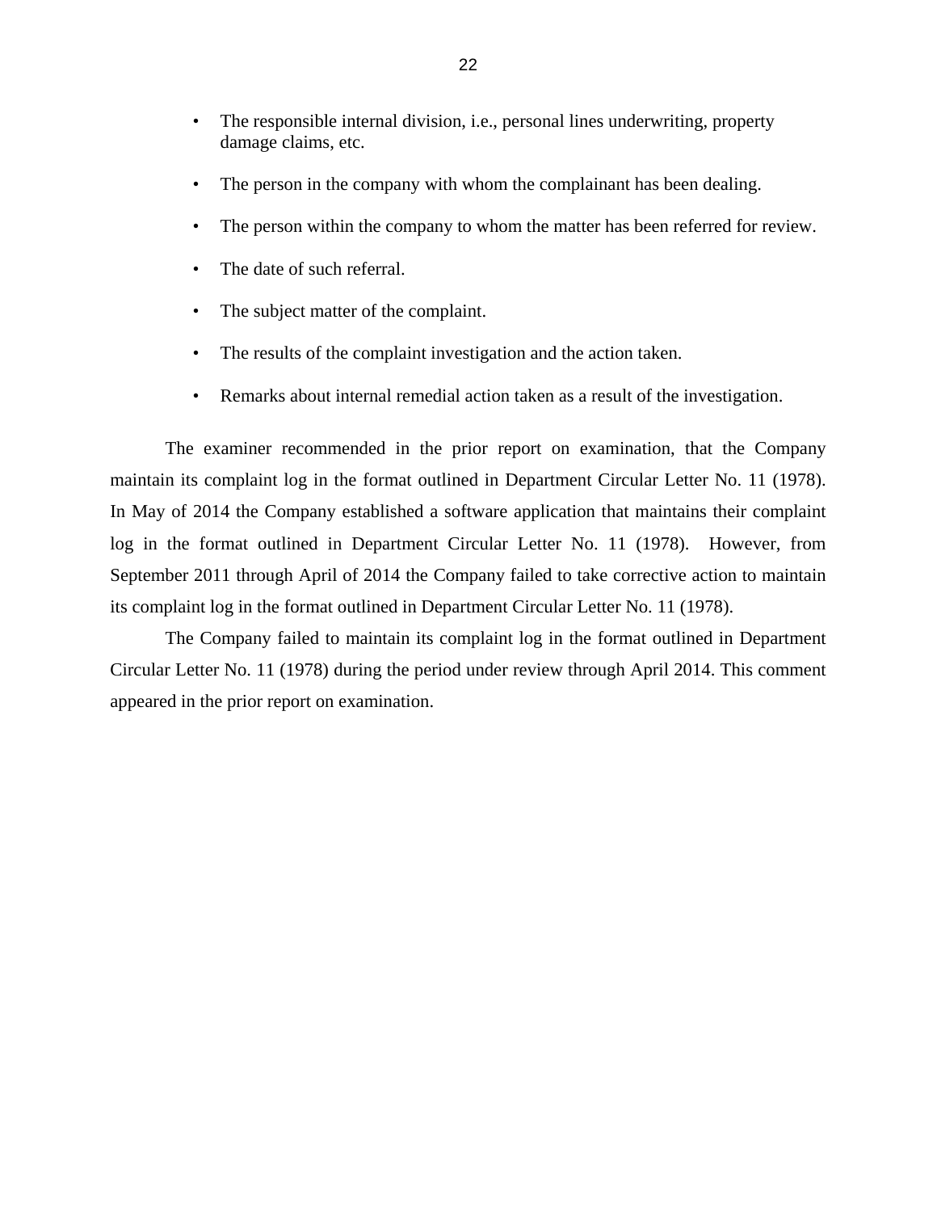- The responsible internal division, i.e., personal lines underwriting, property damage claims, etc.
- The person in the company with whom the complainant has been dealing.
- The person within the company to whom the matter has been referred for review.
- The date of such referral.
- The subject matter of the complaint.
- The results of the complaint investigation and the action taken.
- Remarks about internal remedial action taken as a result of the investigation.

The examiner recommended in the prior report on examination, that the Company maintain its complaint log in the format outlined in Department Circular Letter No. 11 (1978). In May of 2014 the Company established a software application that maintains their complaint log in the format outlined in Department Circular Letter No. 11 (1978). However, from September 2011 through April of 2014 the Company failed to take corrective action to maintain its complaint log in the format outlined in Department Circular Letter No. 11 (1978).

The Company failed to maintain its complaint log in the format outlined in Department Circular Letter No. 11 (1978) during the period under review through April 2014. This comment appeared in the prior report on examination.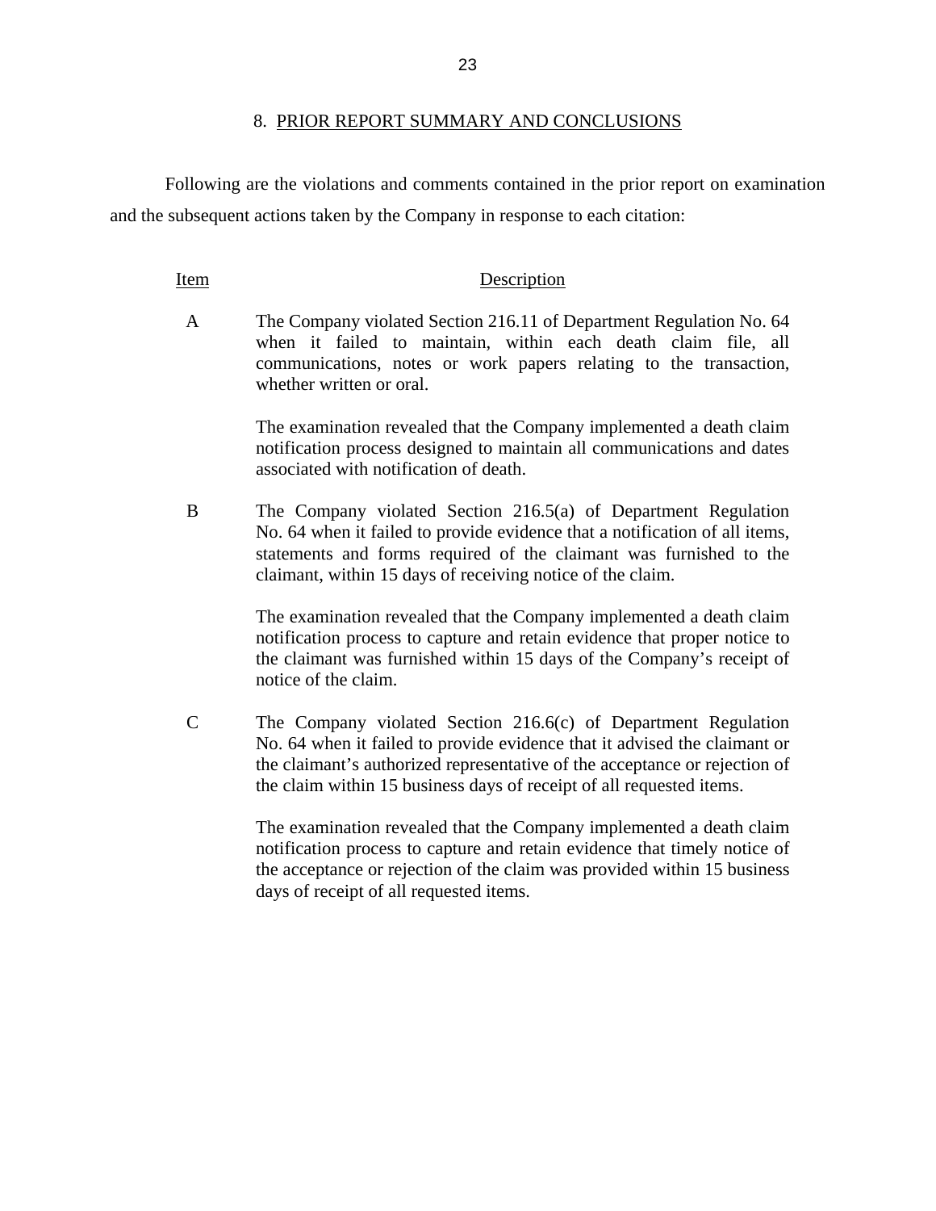## 8. PRIOR REPORT SUMMARY AND CONCLUSIONS

Following are the violations and comments contained in the prior report on examination and the subsequent actions taken by the Company in response to each citation:

| Item | Description |
|---|---|
| A | The Company violated Section 216.11 of Department Regulation No. 64 when it failed to maintain, within each death claim file, all communications, notes or work papers relating to the transaction, whether written or oral.<br><br>The examination revealed that the Company implemented a death claim notification process designed to maintain all communications and dates associated with notification of death. |
| B | The Company violated Section 216.5(a) of Department Regulation No. 64 when it failed to provide evidence that a notification of all items, statements and forms required of the claimant was furnished to the claimant, within 15 days of receiving notice of the claim.<br><br>The examination revealed that the Company implemented a death claim notification process to capture and retain evidence that proper notice to the claimant was furnished within 15 days of the Company's receipt of notice of the claim. |
| C | The Company violated Section 216.6(c) of Department Regulation No. 64 when it failed to provide evidence that it advised the claimant or the claimant's authorized representative of the acceptance or rejection of the claim within 15 business days of receipt of all requested items.<br><br>The examination revealed that the Company implemented a death claim notification process to capture and retain evidence that timely notice of the acceptance or rejection of the claim was provided within 15 business days of receipt of all requested items. |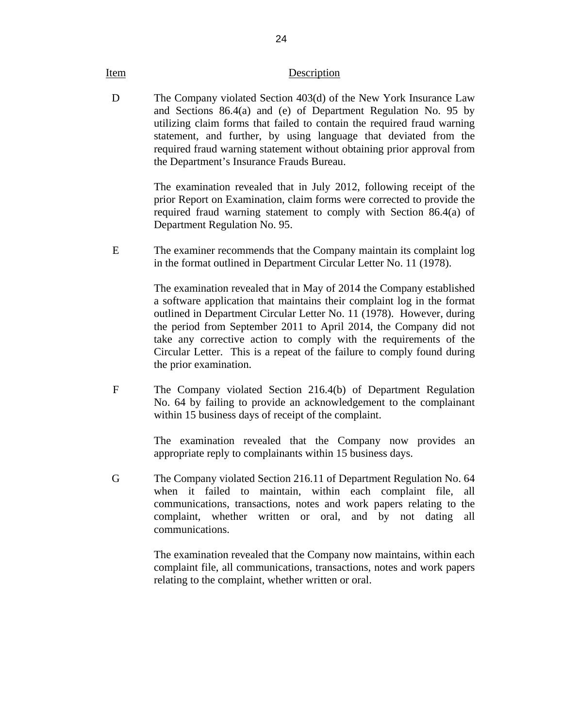| Item | Description |
| --- | --- |
| D | The Company violated Section 403(d) of the New York Insurance Law and Sections 86.4(a) and (e) of Department Regulation No. 95 by utilizing claim forms that failed to contain the required fraud warning statement, and further, by using language that deviated from the required fraud warning statement without obtaining prior approval from the Department's Insurance Frauds Bureau.<br><br>The examination revealed that in July 2012, following receipt of the prior Report on Examination, claim forms were corrected to provide the required fraud warning statement to comply with Section 86.4(a) of Department Regulation No. 95. |
| E | The examiner recommends that the Company maintain its complaint log in the format outlined in Department Circular Letter No. 11 (1978).<br><br>The examination revealed that in May of 2014 the Company established a software application that maintains their complaint log in the format outlined in Department Circular Letter No. 11 (1978). However, during the period from September 2011 to April 2014, the Company did not take any corrective action to comply with the requirements of the Circular Letter. This is a repeat of the failure to comply found during the prior examination. |
| F | The Company violated Section 216.4(b) of Department Regulation No. 64 by failing to provide an acknowledgement to the complainant within 15 business days of receipt of the complaint.<br><br>The examination revealed that the Company now provides an appropriate reply to complainants within 15 business days. |
| G | The Company violated Section 216.11 of Department Regulation No. 64 when it failed to maintain, within each complaint file, all communications, transactions, notes and work papers relating to the complaint, whether written or oral, and by not dating all communications.<br><br>The examination revealed that the Company now maintains, within each complaint file, all communications, transactions, notes and work papers relating to the complaint, whether written or oral. |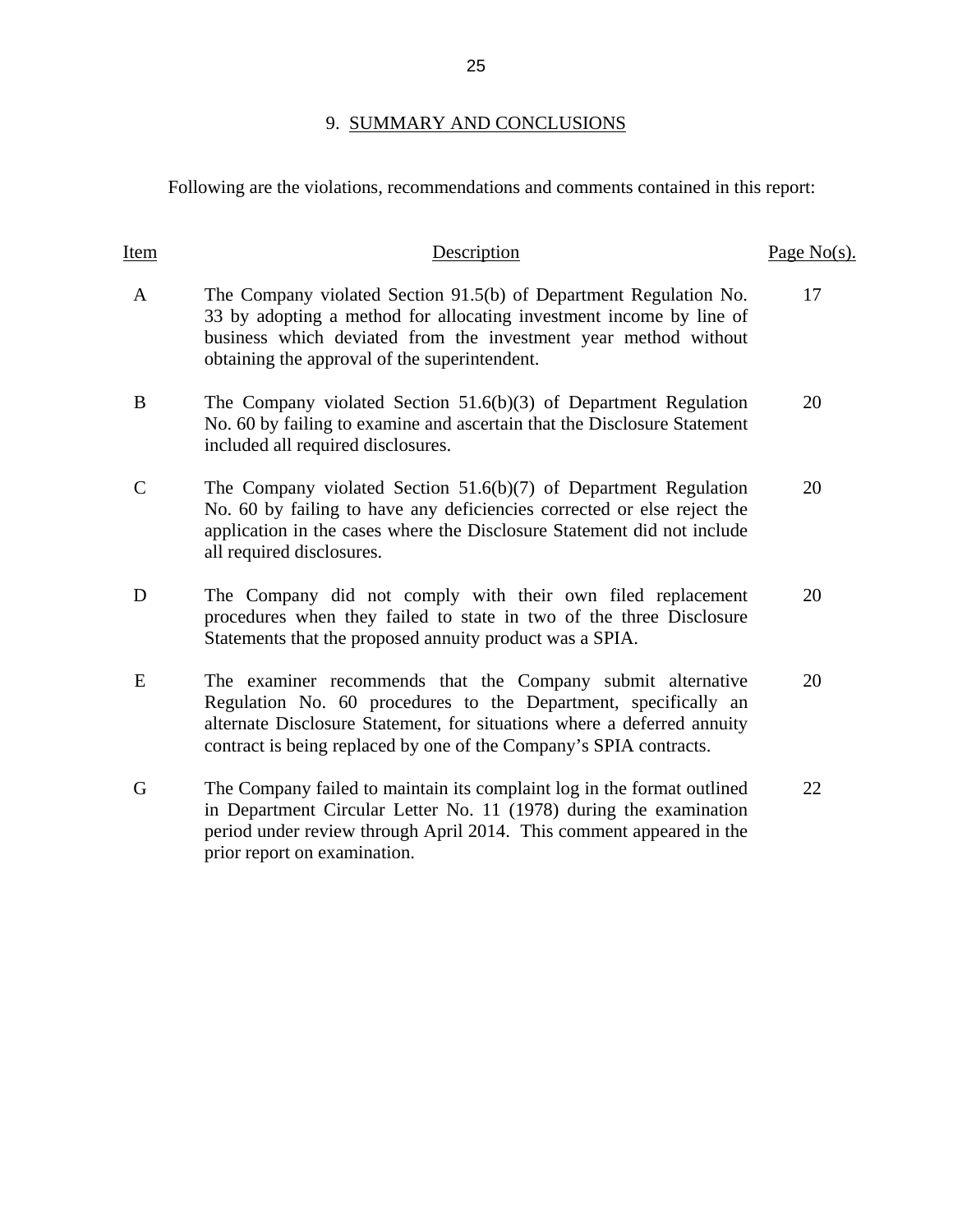## 9. SUMMARY AND CONCLUSIONS

Following are the violations, recommendations and comments contained in this report:

| Item | Description | Page No(s). |
|---|---|---|
| A | The Company violated Section 91.5(b) of Department Regulation No. 33 by adopting a method for allocating investment income by line of business which deviated from the investment year method without obtaining the approval of the superintendent. | 17 |
| B | The Company violated Section 51.6(b)(3) of Department Regulation No. 60 by failing to examine and ascertain that the Disclosure Statement included all required disclosures. | 20 |
| C | The Company violated Section 51.6(b)(7) of Department Regulation No. 60 by failing to have any deficiencies corrected or else reject the application in the cases where the Disclosure Statement did not include all required disclosures. | 20 |
| D | The Company did not comply with their own filed replacement procedures when they failed to state in two of the three Disclosure Statements that the proposed annuity product was a SPIA. | 20 |
| E | The examiner recommends that the Company submit alternative Regulation No. 60 procedures to the Department, specifically an alternate Disclosure Statement, for situations where a deferred annuity contract is being replaced by one of the Company's SPIA contracts. | 20 |
| G | The Company failed to maintain its complaint log in the format outlined in Department Circular Letter No. 11 (1978) during the examination period under review through April 2014. This comment appeared in the prior report on examination. | 22 |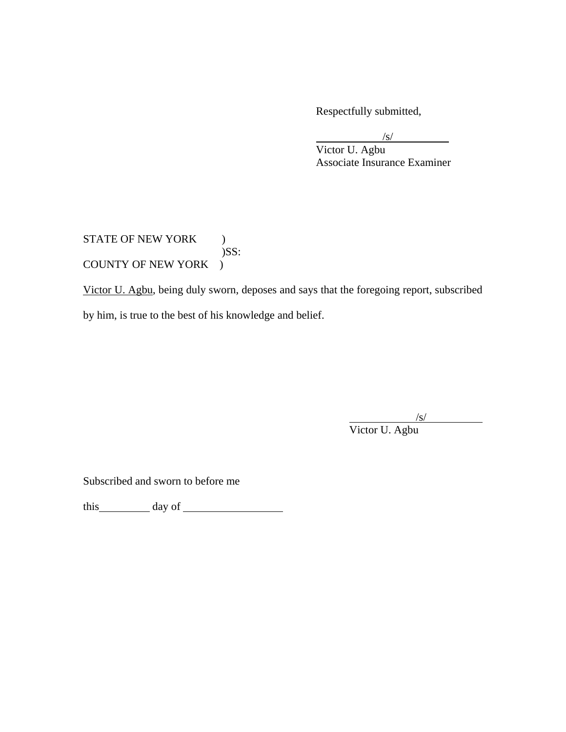Respectfully submitted,

/s/

Victor U. Agbu
Associate Insurance Examiner

STATE OF NEW YORK )
)SS:
COUNTY OF NEW YORK )

Victor U. Agbu, being duly sworn, deposes and says that the foregoing report, subscribed by him, is true to the best of his knowledge and belief.

/s/

Victor U. Agbu

Subscribed and sworn to before me

this\_\_\_\_\_\_\_\_\_\_ day of \_\_\_\_\_\_\_\_\_\_\_\_\_\_\_\_\_\_\_\_